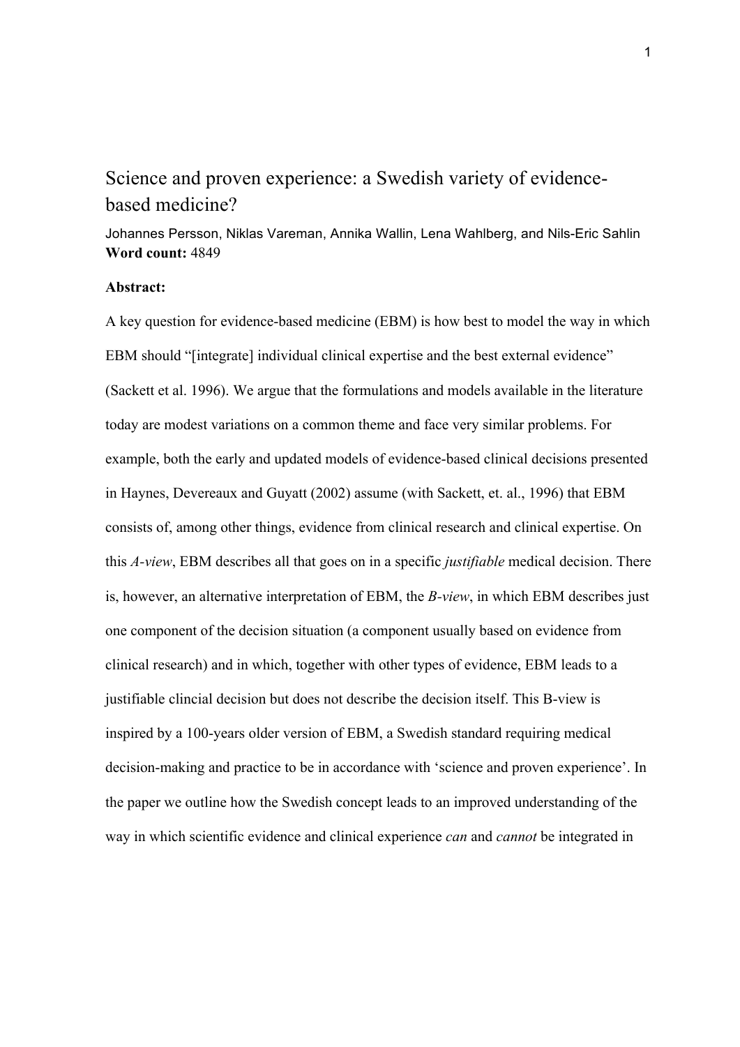# Science and proven experience: a Swedish variety of evidence-based medicine?

Johannes Persson, Niklas Vareman, Annika Wallin, Lena Wahlberg, and Nils-Eric Sahlin

**Word count:** 4849

**Abstract:**

A key question for evidence-based medicine (EBM) is how best to model the way in which EBM should "[integrate] individual clinical expertise and the best external evidence" (Sackett et al. 1996). We argue that the formulations and models available in the literature today are modest variations on a common theme and face very similar problems. For example, both the early and updated models of evidence-based clinical decisions presented in Haynes, Devereaux and Guyatt (2002) assume (with Sackett, et. al., 1996) that EBM consists of, among other things, evidence from clinical research and clinical expertise. On this *A-view*, EBM describes all that goes on in a specific *justifiable* medical decision. There is, however, an alternative interpretation of EBM, the *B-view*, in which EBM describes just one component of the decision situation (a component usually based on evidence from clinical research) and in which, together with other types of evidence, EBM leads to a justifiable clincial decision but does not describe the decision itself. This B-view is inspired by a 100-years older version of EBM, a Swedish standard requiring medical decision-making and practice to be in accordance with 'science and proven experience'. In the paper we outline how the Swedish concept leads to an improved understanding of the way in which scientific evidence and clinical experience *can* and *cannot* be integrated in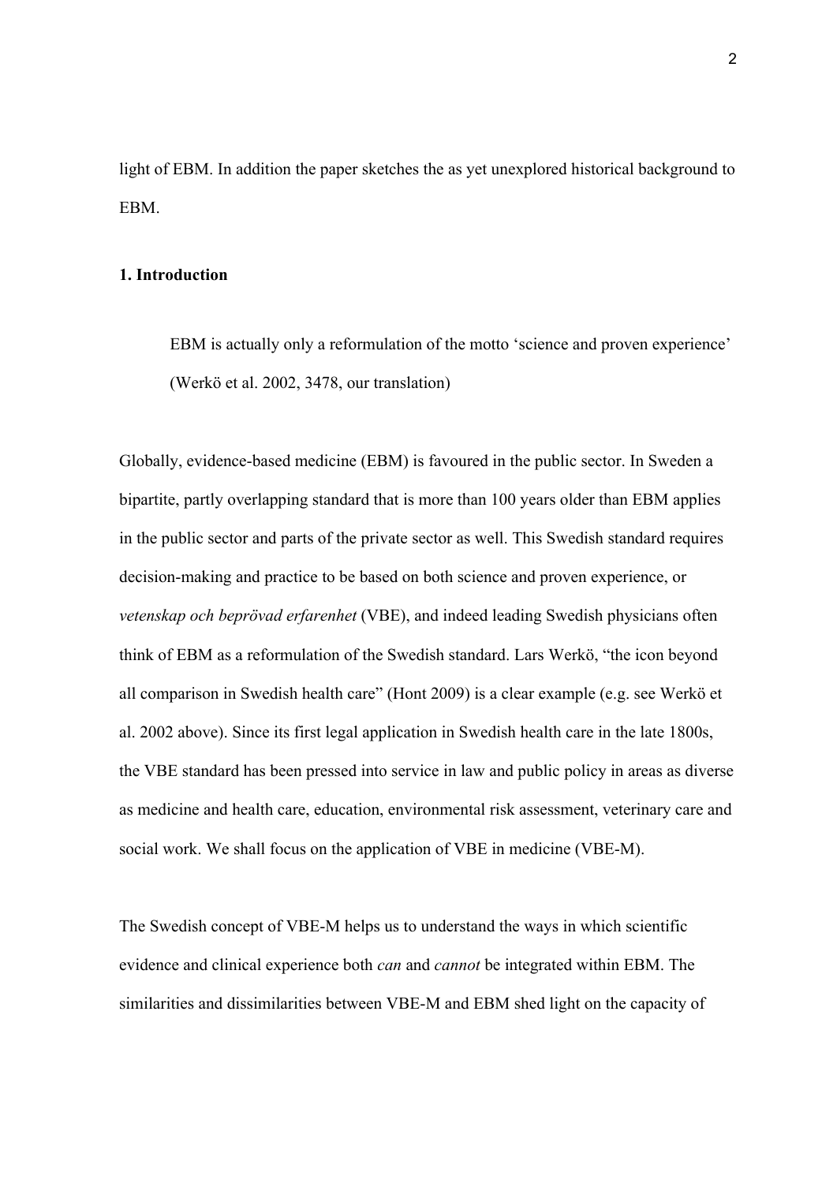light of EBM. In addition the paper sketches the as yet unexplored historical background to EBM.

## 1. Introduction

> EBM is actually only a reformulation of the motto 'science and proven experience' (Werkö et al. 2002, 3478, our translation)

Globally, evidence-based medicine (EBM) is favoured in the public sector. In Sweden a bipartite, partly overlapping standard that is more than 100 years older than EBM applies in the public sector and parts of the private sector as well. This Swedish standard requires decision-making and practice to be based on both science and proven experience, or *vetenskap och beprövad erfarenhet* (VBE), and indeed leading Swedish physicians often think of EBM as a reformulation of the Swedish standard. Lars Werkö, "the icon beyond all comparison in Swedish health care" (Hont 2009) is a clear example (e.g. see Werkö et al. 2002 above). Since its first legal application in Swedish health care in the late 1800s, the VBE standard has been pressed into service in law and public policy in areas as diverse as medicine and health care, education, environmental risk assessment, veterinary care and social work. We shall focus on the application of VBE in medicine (VBE-M).

The Swedish concept of VBE-M helps us to understand the ways in which scientific evidence and clinical experience both *can* and *cannot* be integrated within EBM. The similarities and dissimilarities between VBE-M and EBM shed light on the capacity of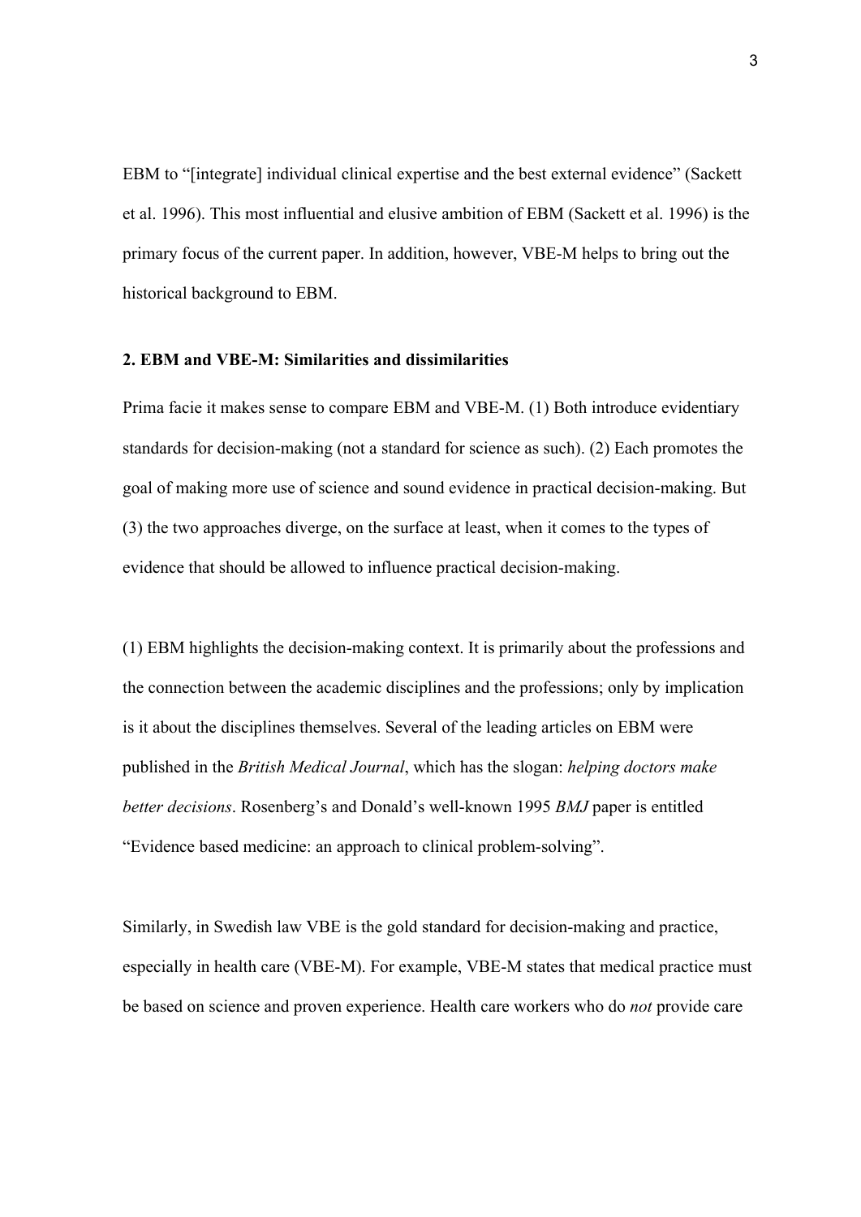EBM to "[integrate] individual clinical expertise and the best external evidence" (Sackett et al. 1996). This most influential and elusive ambition of EBM (Sackett et al. 1996) is the primary focus of the current paper. In addition, however, VBE-M helps to bring out the historical background to EBM.

### 2. EBM and VBE-M: Similarities and dissimilarities

Prima facie it makes sense to compare EBM and VBE-M. (1) Both introduce evidentiary standards for decision-making (not a standard for science as such). (2) Each promotes the goal of making more use of science and sound evidence in practical decision-making. But (3) the two approaches diverge, on the surface at least, when it comes to the types of evidence that should be allowed to influence practical decision-making.

(1) EBM highlights the decision-making context. It is primarily about the professions and the connection between the academic disciplines and the professions; only by implication is it about the disciplines themselves. Several of the leading articles on EBM were published in the *British Medical Journal*, which has the slogan: *helping doctors make better decisions*. Rosenberg's and Donald's well-known 1995 *BMJ* paper is entitled "Evidence based medicine: an approach to clinical problem-solving".

Similarly, in Swedish law VBE is the gold standard for decision-making and practice, especially in health care (VBE-M). For example, VBE-M states that medical practice must be based on science and proven experience. Health care workers who do *not* provide care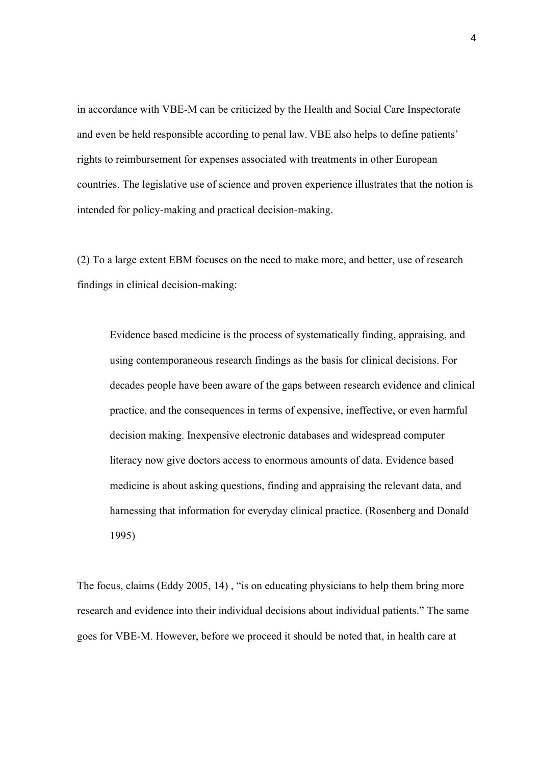in accordance with VBE-M can be criticized by the Health and Social Care Inspectorate and even be held responsible according to penal law. VBE also helps to define patients' rights to reimbursement for expenses associated with treatments in other European countries. The legislative use of science and proven experience illustrates that the notion is intended for policy-making and practical decision-making.

(2) To a large extent EBM focuses on the need to make more, and better, use of research findings in clinical decision-making:

> Evidence based medicine is the process of systematically finding, appraising, and using contemporaneous research findings as the basis for clinical decisions. For decades people have been aware of the gaps between research evidence and clinical practice, and the consequences in terms of expensive, ineffective, or even harmful decision making. Inexpensive electronic databases and widespread computer literacy now give doctors access to enormous amounts of data. Evidence based medicine is about asking questions, finding and appraising the relevant data, and harnessing that information for everyday clinical practice. (Rosenberg and Donald 1995)

The focus, claims (Eddy 2005, 14) , "is on educating physicians to help them bring more research and evidence into their individual decisions about individual patients." The same goes for VBE-M. However, before we proceed it should be noted that, in health care at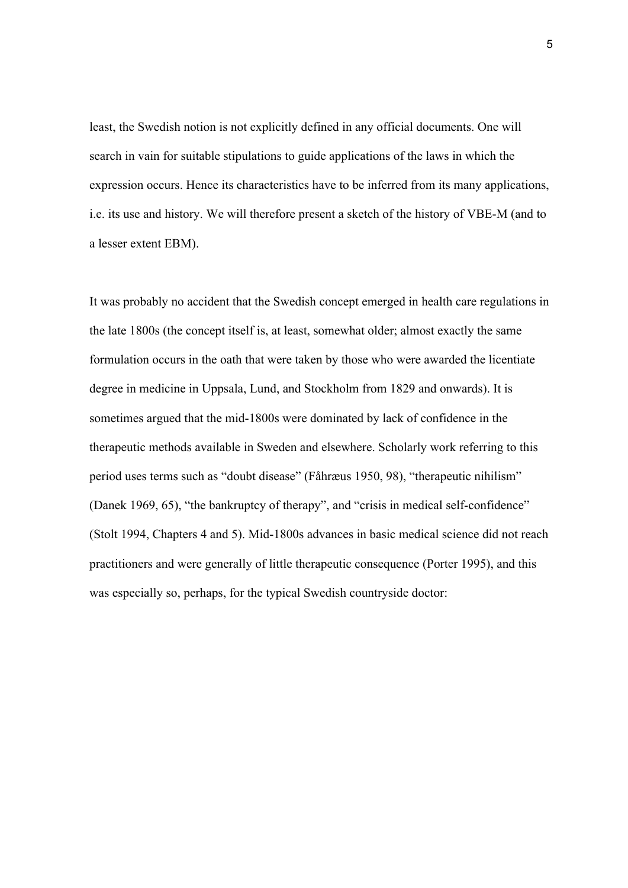least, the Swedish notion is not explicitly defined in any official documents. One will search in vain for suitable stipulations to guide applications of the laws in which the expression occurs. Hence its characteristics have to be inferred from its many applications, i.e. its use and history. We will therefore present a sketch of the history of VBE-M (and to a lesser extent EBM).

It was probably no accident that the Swedish concept emerged in health care regulations in the late 1800s (the concept itself is, at least, somewhat older; almost exactly the same formulation occurs in the oath that were taken by those who were awarded the licentiate degree in medicine in Uppsala, Lund, and Stockholm from 1829 and onwards). It is sometimes argued that the mid-1800s were dominated by lack of confidence in the therapeutic methods available in Sweden and elsewhere. Scholarly work referring to this period uses terms such as "doubt disease" (Fåhræus 1950, 98), "therapeutic nihilism" (Danek 1969, 65), "the bankruptcy of therapy", and "crisis in medical self-confidence" (Stolt 1994, Chapters 4 and 5). Mid-1800s advances in basic medical science did not reach practitioners and were generally of little therapeutic consequence (Porter 1995), and this was especially so, perhaps, for the typical Swedish countryside doctor: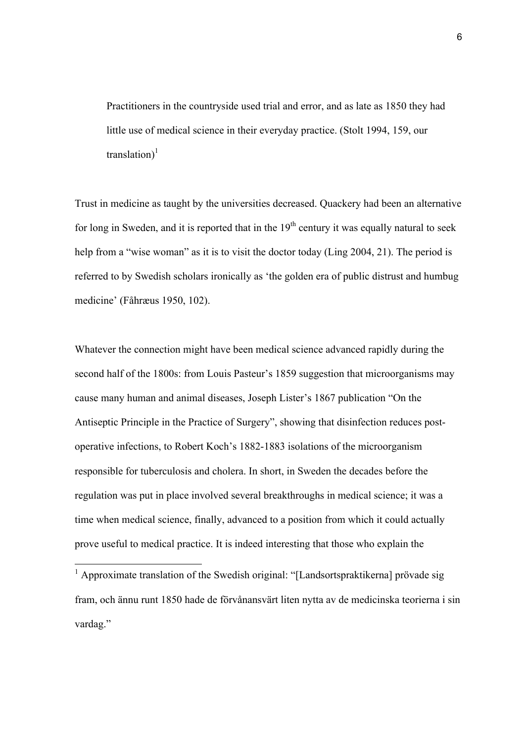> Practitioners in the countryside used trial and error, and as late as 1850 they had little use of medical science in their everyday practice. (Stolt 1994, 159, our translation)[1]

Trust in medicine as taught by the universities decreased. Quackery had been an alternative for long in Sweden, and it is reported that in the 19th century it was equally natural to seek help from a "wise woman" as it is to visit the doctor today (Ling 2004, 21). The period is referred to by Swedish scholars ironically as 'the golden era of public distrust and humbug medicine' (Fåhræus 1950, 102).

Whatever the connection might have been medical science advanced rapidly during the second half of the 1800s: from Louis Pasteur's 1859 suggestion that microorganisms may cause many human and animal diseases, Joseph Lister's 1867 publication "On the Antiseptic Principle in the Practice of Surgery", showing that disinfection reduces post-operative infections, to Robert Koch's 1882-1883 isolations of the microorganism responsible for tuberculosis and cholera. In short, in Sweden the decades before the regulation was put in place involved several breakthroughs in medical science; it was a time when medical science, finally, advanced to a position from which it could actually prove useful to medical practice. It is indeed interesting that those who explain the

[1] Approximate translation of the Swedish original: "[Landsortspraktikerna] prövade sig fram, och ännu runt 1850 hade de förvånansvärt liten nytta av de medicinska teorierna i sin vardag."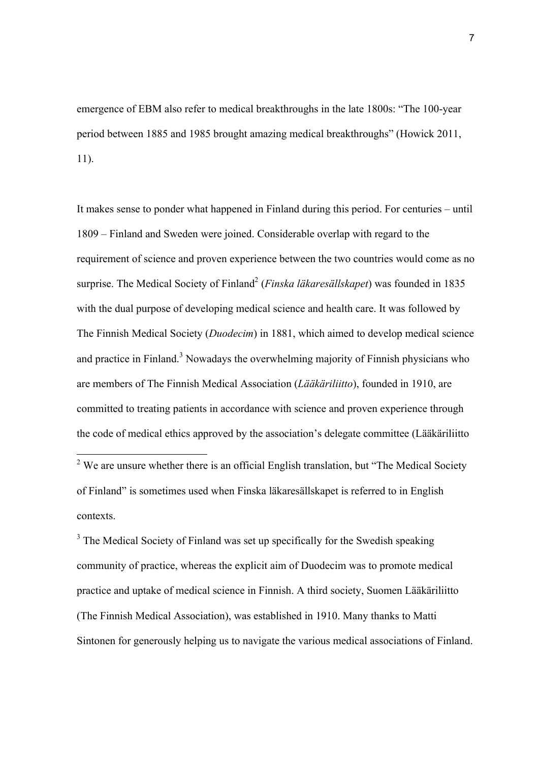emergence of EBM also refer to medical breakthroughs in the late 1800s: "The 100-year period between 1885 and 1985 brought amazing medical breakthroughs" (Howick 2011, 11).

It makes sense to ponder what happened in Finland during this period. For centuries – until 1809 – Finland and Sweden were joined. Considerable overlap with regard to the requirement of science and proven experience between the two countries would come as no surprise. The Medical Society of Finland[2] (*Finska läkaresällskapet*) was founded in 1835 with the dual purpose of developing medical science and health care. It was followed by The Finnish Medical Society (*Duodecim*) in 1881, which aimed to develop medical science and practice in Finland.[3] Nowadays the overwhelming majority of Finnish physicians who are members of The Finnish Medical Association (*Lääkäriliitto*), founded in 1910, are committed to treating patients in accordance with science and proven experience through the code of medical ethics approved by the association's delegate committee (Lääkäriliitto

[2] We are unsure whether there is an official English translation, but "The Medical Society of Finland" is sometimes used when Finska läkaresällskapet is referred to in English contexts.

[3] The Medical Society of Finland was set up specifically for the Swedish speaking community of practice, whereas the explicit aim of Duodecim was to promote medical practice and uptake of medical science in Finnish. A third society, Suomen Lääkäriliitto (The Finnish Medical Association), was established in 1910. Many thanks to Matti Sintonen for generously helping us to navigate the various medical associations of Finland.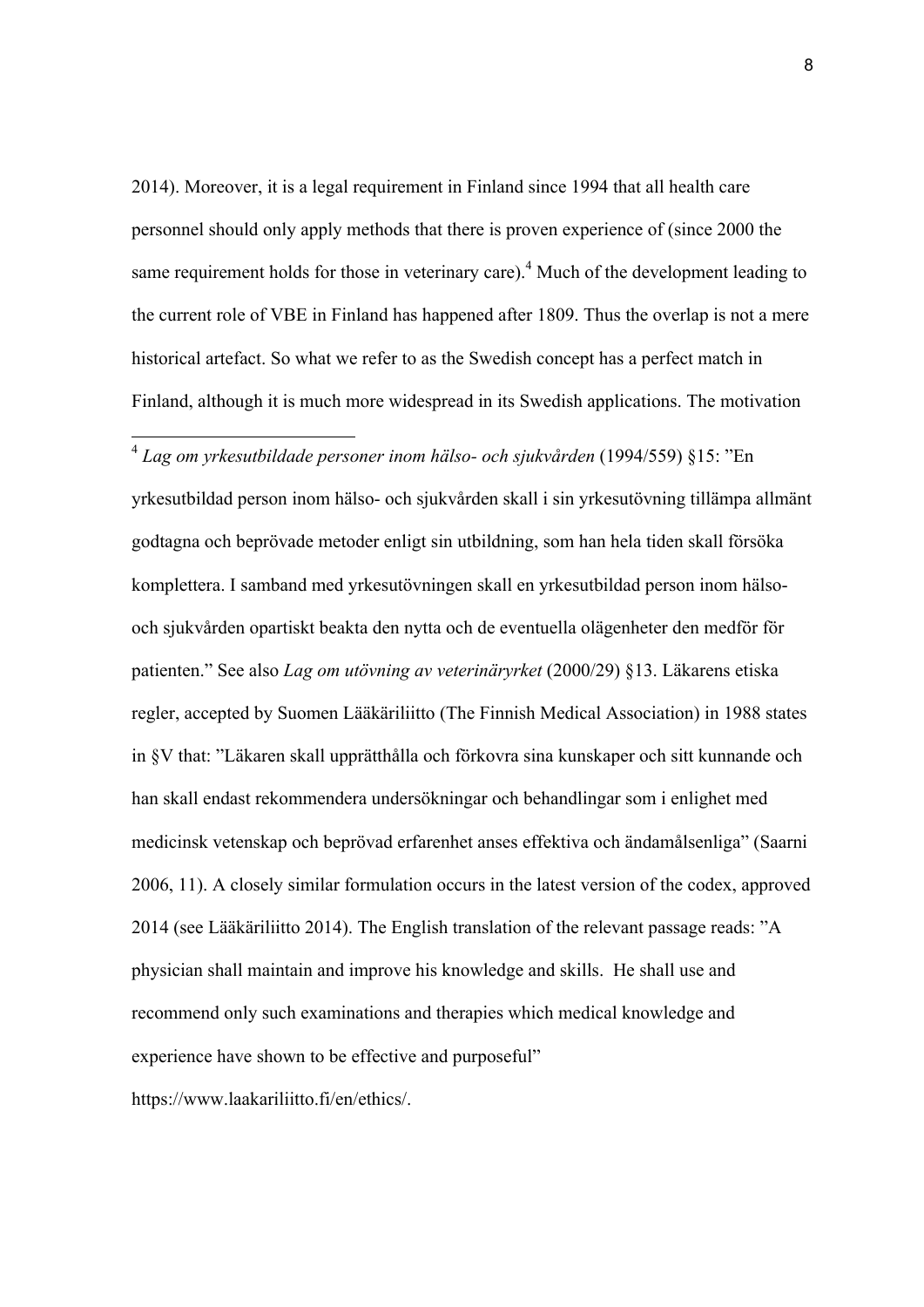2014). Moreover, it is a legal requirement in Finland since 1994 that all health care personnel should only apply methods that there is proven experience of (since 2000 the same requirement holds for those in veterinary care).[4] Much of the development leading to the current role of VBE in Finland has happened after 1809. Thus the overlap is not a mere historical artefact. So what we refer to as the Swedish concept has a perfect match in Finland, although it is much more widespread in its Swedish applications. The motivation

---

[4] *Lag om yrkesutbildade personer inom hälso- och sjukvården* (1994/559) §15: ”En yrkesutbildad person inom hälso- och sjukvården skall i sin yrkesutövning tillämpa allmänt godtagna och beprövade metoder enligt sin utbildning, som han hela tiden skall försöka komplettera. I samband med yrkesutövningen skall en yrkesutbildad person inom hälso- och sjukvården opartiskt beakta den nytta och de eventuella olägenheter den medför för patienten.” See also *Lag om utövning av veterinäryrket* (2000/29) §13. Läkarens etiska regler, accepted by Suomen Lääkäriliitto (The Finnish Medical Association) in 1988 states in §V that: ”Läkaren skall upprätthålla och förkovra sina kunskaper och sitt kunnande och han skall endast rekommendera undersökningar och behandlingar som i enlighet med medicinsk vetenskap och beprövad erfarenhet anses effektiva och ändamålsenliga” (Saarni 2006, 11). A closely similar formulation occurs in the latest version of the codex, approved 2014 (see Lääkäriliitto 2014). The English translation of the relevant passage reads: ”A physician shall maintain and improve his knowledge and skills. He shall use and recommend only such examinations and therapies which medical knowledge and experience have shown to be effective and purposeful” https://www.laakariliitto.fi/en/ethics/.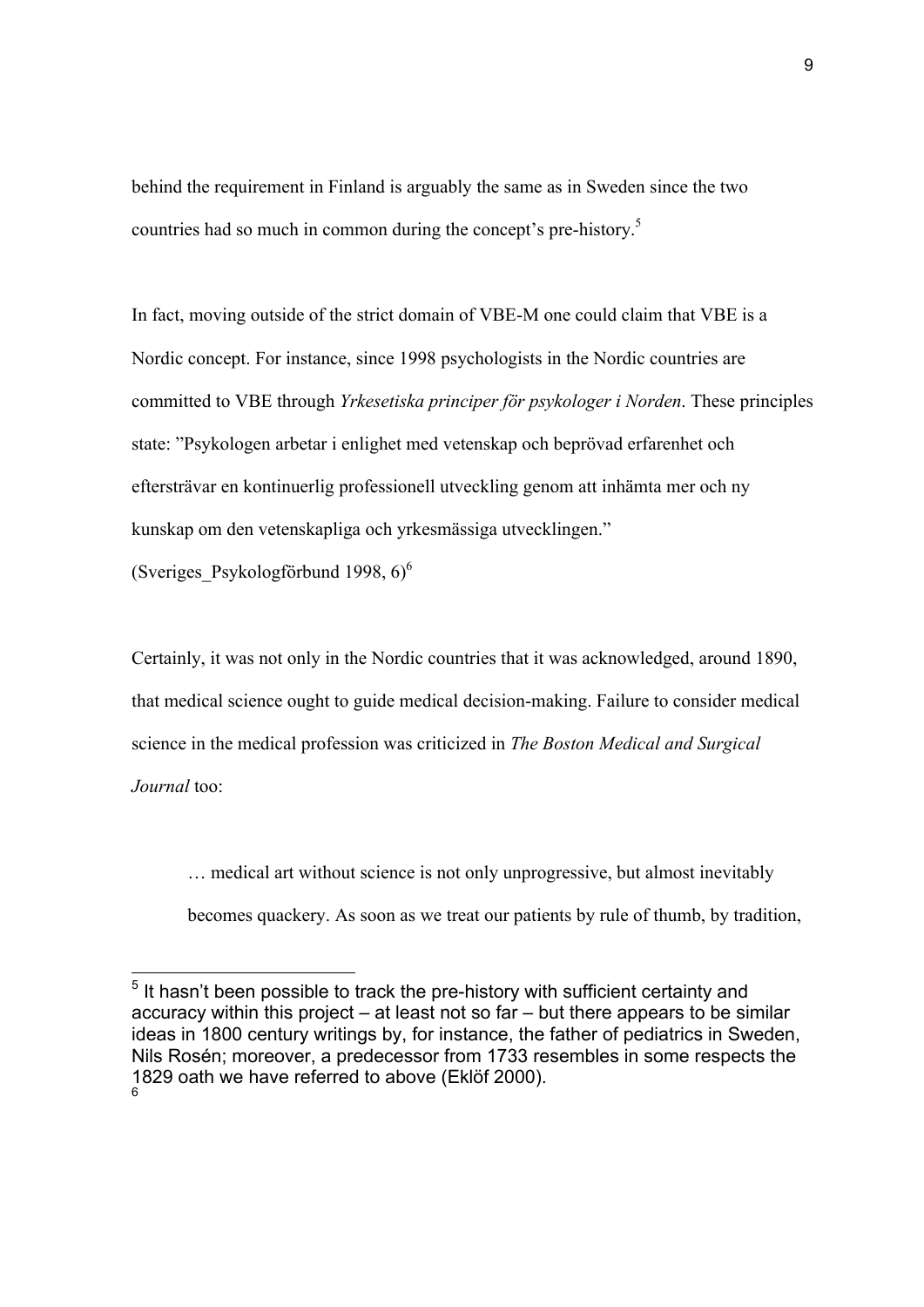behind the requirement in Finland is arguably the same as in Sweden since the two countries had so much in common during the concept's pre-history.[5]

In fact, moving outside of the strict domain of VBE-M one could claim that VBE is a Nordic concept. For instance, since 1998 psychologists in the Nordic countries are committed to VBE through *Yrkesetiska principer för psykologer i Norden*. These principles state: "Psykologen arbetar i enlighet med vetenskap och beprövad erfarenhet och eftersträvar en kontinuerlig professionell utveckling genom att inhämta mer och ny kunskap om den vetenskapliga och yrkesmässiga utvecklingen." (Sveriges_Psykologförbund 1998, 6)[6]

Certainly, it was not only in the Nordic countries that it was acknowledged, around 1890, that medical science ought to guide medical decision-making. Failure to consider medical science in the medical profession was criticized in *The Boston Medical and Surgical Journal* too:

> … medical art without science is not only unprogressive, but almost inevitably becomes quackery. As soon as we treat our patients by rule of thumb, by tradition,

---

[5] It hasn't been possible to track the pre-history with sufficient certainty and accuracy within this project – at least not so far – but there appears to be similar ideas in 1800 century writings by, for instance, the father of pediatrics in Sweden, Nils Rosén; moreover, a predecessor from 1733 resembles in some respects the 1829 oath we have referred to above (Eklöf 2000).

[6]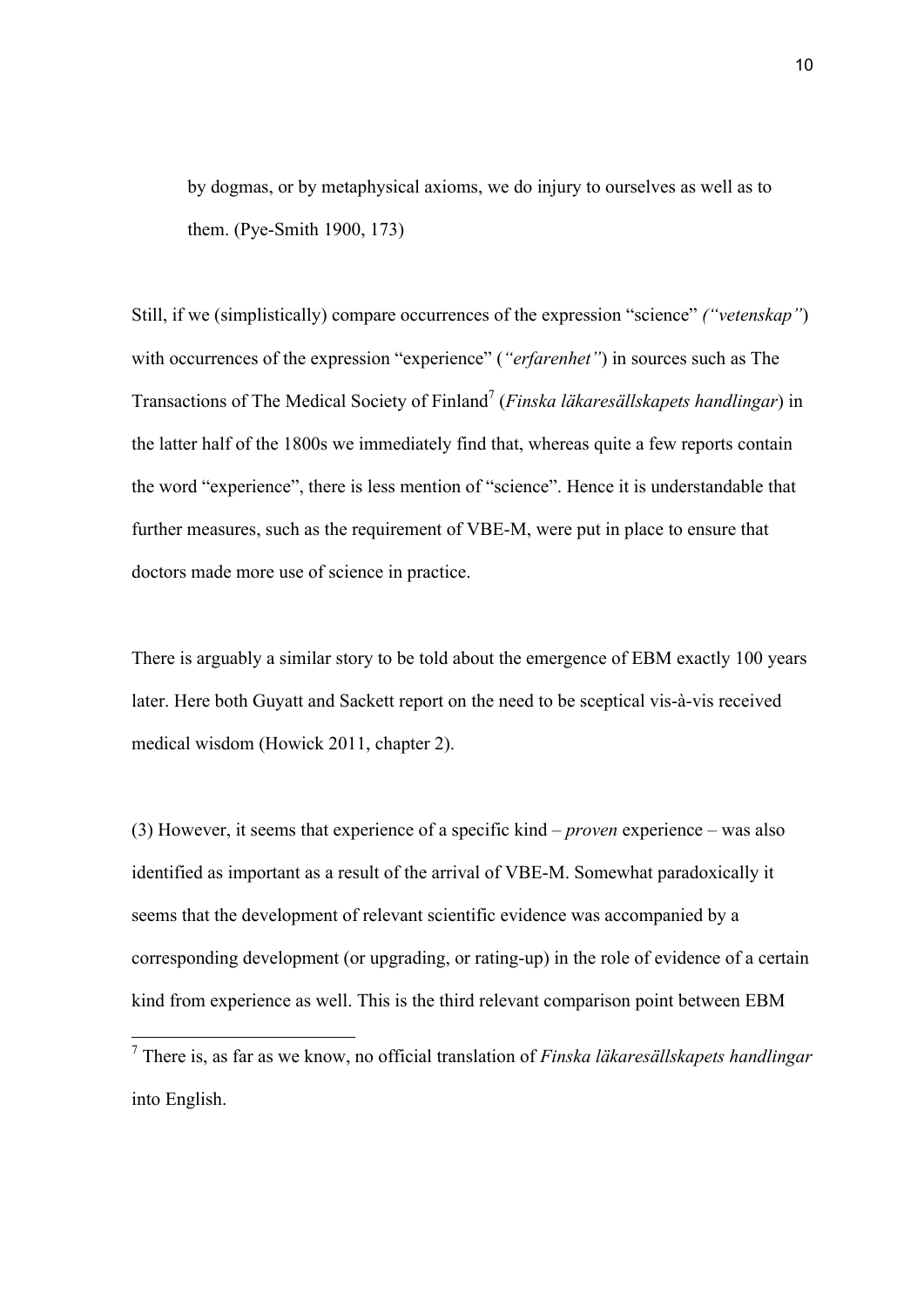> by dogmas, or by metaphysical axioms, we do injury to ourselves as well as to them. (Pye-Smith 1900, 173)

Still, if we (simplistically) compare occurrences of the expression "science" *("vetenskap")* with occurrences of the expression "experience" (*"erfarenhet"*) in sources such as The Transactions of The Medical Society of Finland[7] (*Finska läkaresällskapets handlingar*) in the latter half of the 1800s we immediately find that, whereas quite a few reports contain the word "experience", there is less mention of "science". Hence it is understandable that further measures, such as the requirement of VBE-M, were put in place to ensure that doctors made more use of science in practice.

There is arguably a similar story to be told about the emergence of EBM exactly 100 years later. Here both Guyatt and Sackett report on the need to be sceptical vis-à-vis received medical wisdom (Howick 2011, chapter 2).

(3) However, it seems that experience of a specific kind – *proven* experience – was also identified as important as a result of the arrival of VBE-M. Somewhat paradoxically it seems that the development of relevant scientific evidence was accompanied by a corresponding development (or upgrading, or rating-up) in the role of evidence of a certain kind from experience as well. This is the third relevant comparison point between EBM

[7] There is, as far as we know, no official translation of *Finska läkaresällskapets handlingar* into English.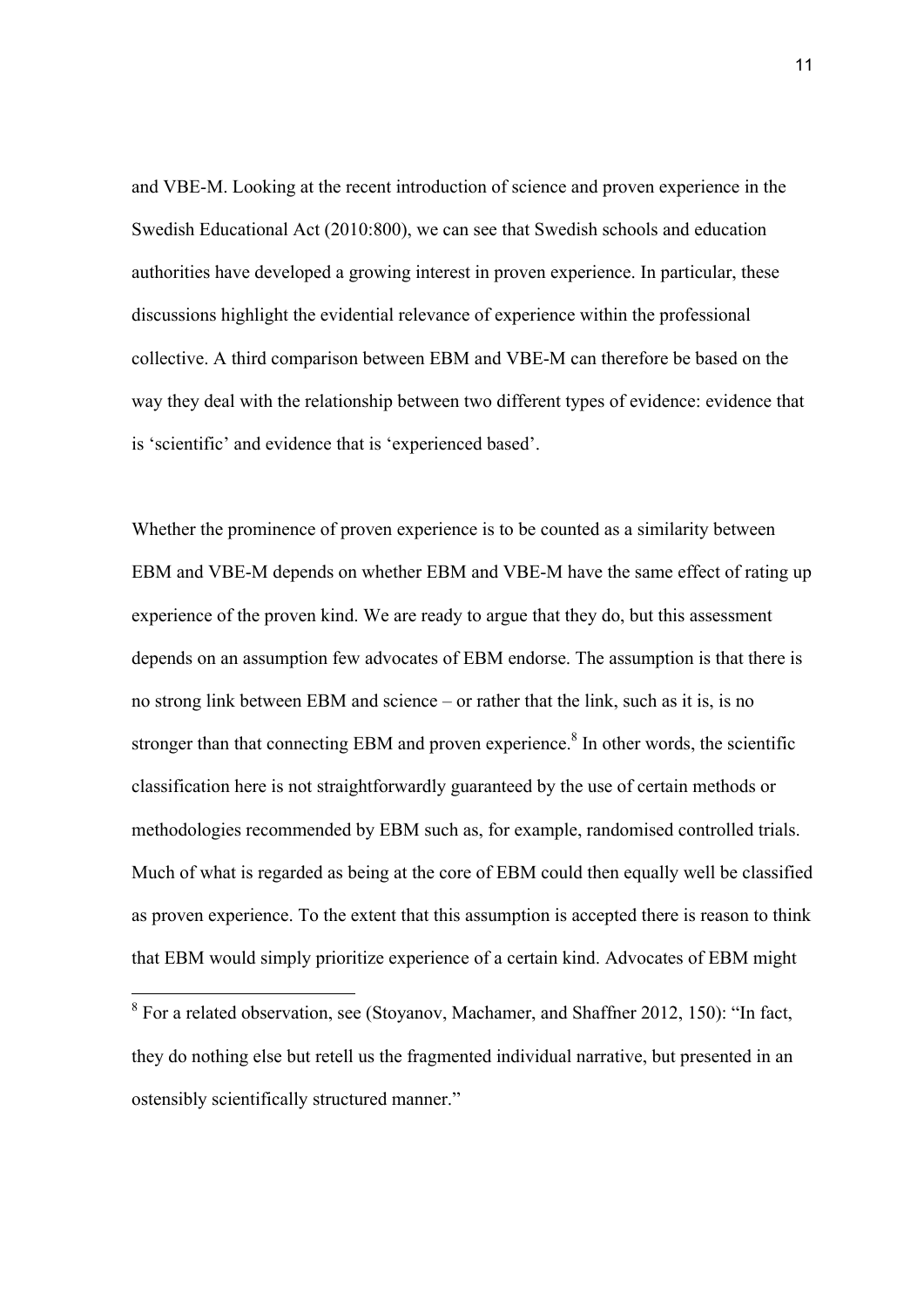and VBE-M. Looking at the recent introduction of science and proven experience in the Swedish Educational Act (2010:800), we can see that Swedish schools and education authorities have developed a growing interest in proven experience. In particular, these discussions highlight the evidential relevance of experience within the professional collective. A third comparison between EBM and VBE-M can therefore be based on the way they deal with the relationship between two different types of evidence: evidence that is 'scientific' and evidence that is 'experienced based'.

Whether the prominence of proven experience is to be counted as a similarity between EBM and VBE-M depends on whether EBM and VBE-M have the same effect of rating up experience of the proven kind. We are ready to argue that they do, but this assessment depends on an assumption few advocates of EBM endorse. The assumption is that there is no strong link between EBM and science – or rather that the link, such as it is, is no stronger than that connecting EBM and proven experience.[8] In other words, the scientific classification here is not straightforwardly guaranteed by the use of certain methods or methodologies recommended by EBM such as, for example, randomised controlled trials. Much of what is regarded as being at the core of EBM could then equally well be classified as proven experience. To the extent that this assumption is accepted there is reason to think that EBM would simply prioritize experience of a certain kind. Advocates of EBM might

[8] For a related observation, see (Stoyanov, Machamer, and Shaffner 2012, 150): "In fact, they do nothing else but retell us the fragmented individual narrative, but presented in an ostensibly scientifically structured manner."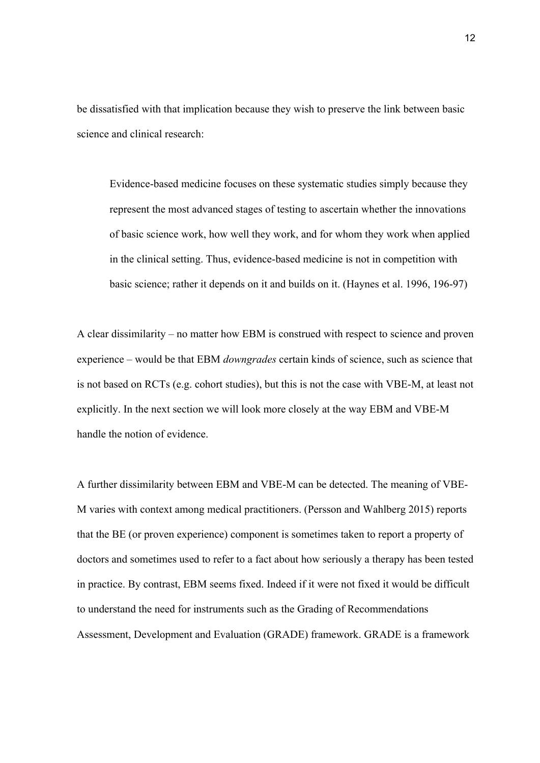be dissatisfied with that implication because they wish to preserve the link between basic science and clinical research:

> Evidence-based medicine focuses on these systematic studies simply because they represent the most advanced stages of testing to ascertain whether the innovations of basic science work, how well they work, and for whom they work when applied in the clinical setting. Thus, evidence-based medicine is not in competition with basic science; rather it depends on it and builds on it. (Haynes et al. 1996, 196-97)

A clear dissimilarity – no matter how EBM is construed with respect to science and proven experience – would be that EBM *downgrades* certain kinds of science, such as science that is not based on RCTs (e.g. cohort studies), but this is not the case with VBE-M, at least not explicitly. In the next section we will look more closely at the way EBM and VBE-M handle the notion of evidence.

A further dissimilarity between EBM and VBE-M can be detected. The meaning of VBE-M varies with context among medical practitioners. (Persson and Wahlberg 2015) reports that the BE (or proven experience) component is sometimes taken to report a property of doctors and sometimes used to refer to a fact about how seriously a therapy has been tested in practice. By contrast, EBM seems fixed. Indeed if it were not fixed it would be difficult to understand the need for instruments such as the Grading of Recommendations Assessment, Development and Evaluation (GRADE) framework. GRADE is a framework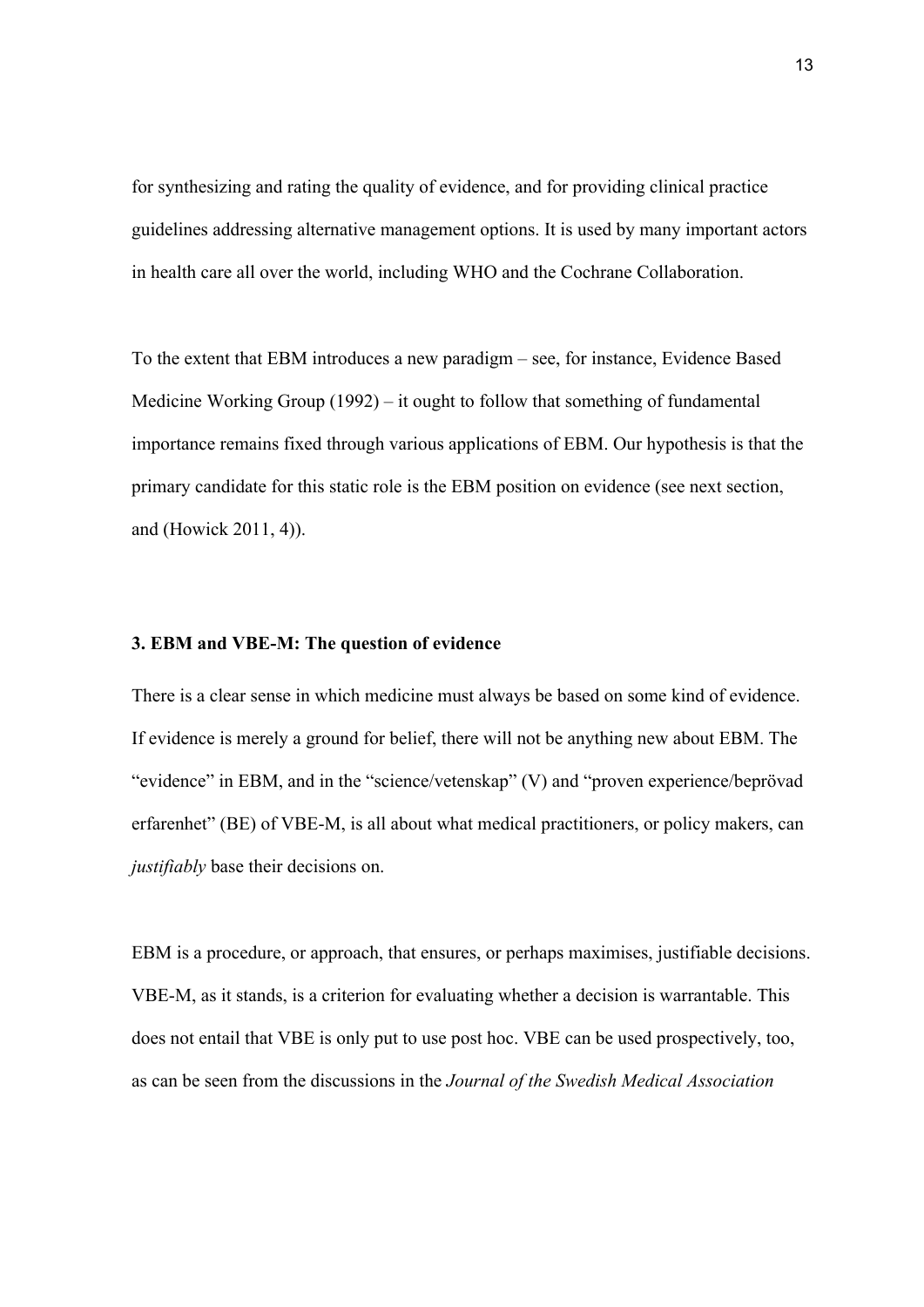for synthesizing and rating the quality of evidence, and for providing clinical practice guidelines addressing alternative management options. It is used by many important actors in health care all over the world, including WHO and the Cochrane Collaboration.

To the extent that EBM introduces a new paradigm – see, for instance, Evidence Based Medicine Working Group (1992) – it ought to follow that something of fundamental importance remains fixed through various applications of EBM. Our hypothesis is that the primary candidate for this static role is the EBM position on evidence (see next section, and (Howick 2011, 4)).

## 3. EBM and VBE-M: The question of evidence

There is a clear sense in which medicine must always be based on some kind of evidence. If evidence is merely a ground for belief, there will not be anything new about EBM. The "evidence" in EBM, and in the "science/vetenskap" (V) and "proven experience/beprövad erfarenhet" (BE) of VBE-M, is all about what medical practitioners, or policy makers, can *justifiably* base their decisions on.

EBM is a procedure, or approach, that ensures, or perhaps maximises, justifiable decisions. VBE-M, as it stands, is a criterion for evaluating whether a decision is warrantable. This does not entail that VBE is only put to use post hoc. VBE can be used prospectively, too, as can be seen from the discussions in the *Journal of the Swedish Medical Association*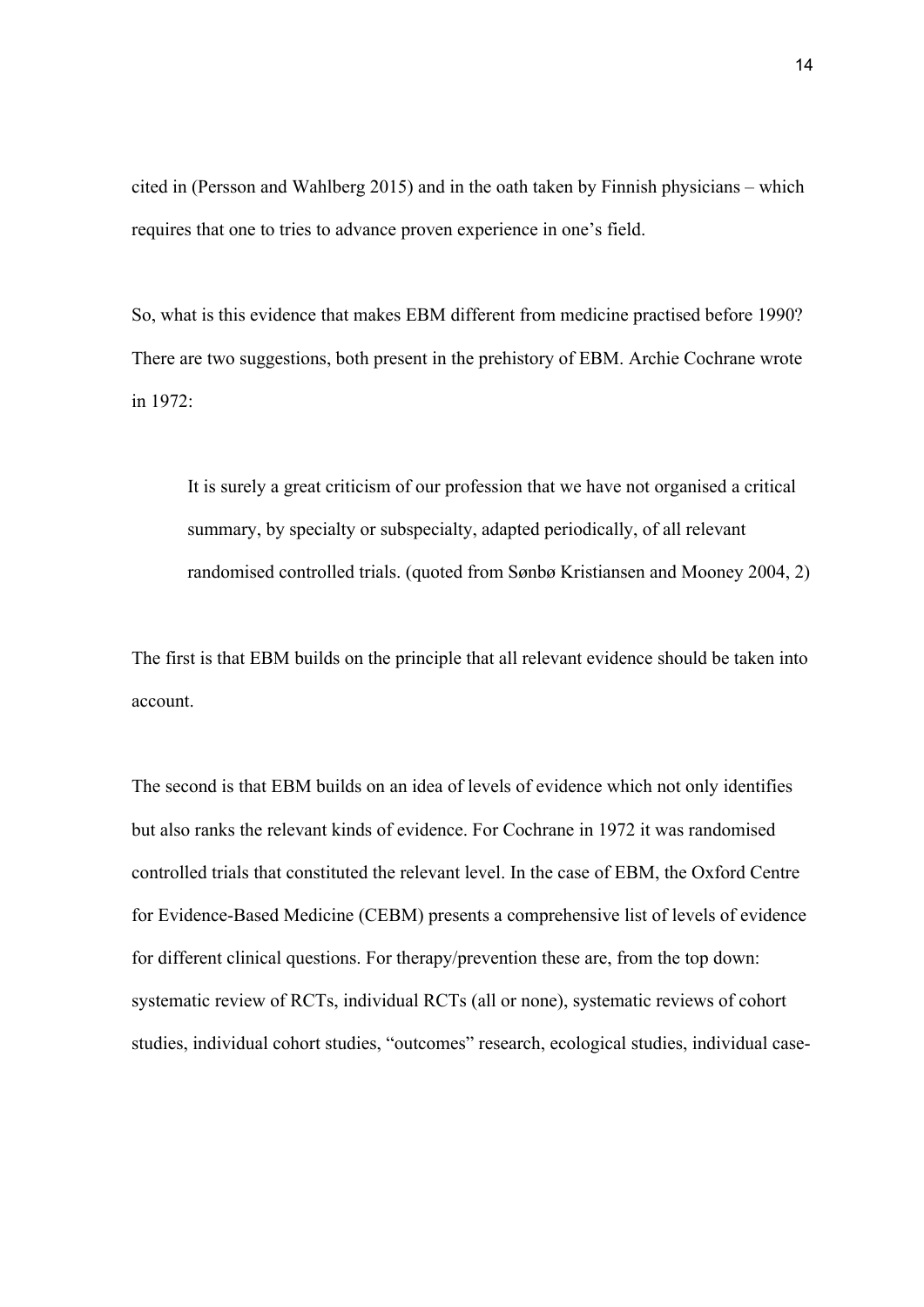cited in (Persson and Wahlberg 2015) and in the oath taken by Finnish physicians – which requires that one to tries to advance proven experience in one's field.

So, what is this evidence that makes EBM different from medicine practised before 1990? There are two suggestions, both present in the prehistory of EBM. Archie Cochrane wrote in 1972:

> It is surely a great criticism of our profession that we have not organised a critical summary, by specialty or subspecialty, adapted periodically, of all relevant randomised controlled trials. (quoted from Sønbø Kristiansen and Mooney 2004, 2)

The first is that EBM builds on the principle that all relevant evidence should be taken into account.

The second is that EBM builds on an idea of levels of evidence which not only identifies but also ranks the relevant kinds of evidence. For Cochrane in 1972 it was randomised controlled trials that constituted the relevant level. In the case of EBM, the Oxford Centre for Evidence-Based Medicine (CEBM) presents a comprehensive list of levels of evidence for different clinical questions. For therapy/prevention these are, from the top down: systematic review of RCTs, individual RCTs (all or none), systematic reviews of cohort studies, individual cohort studies, "outcomes" research, ecological studies, individual case-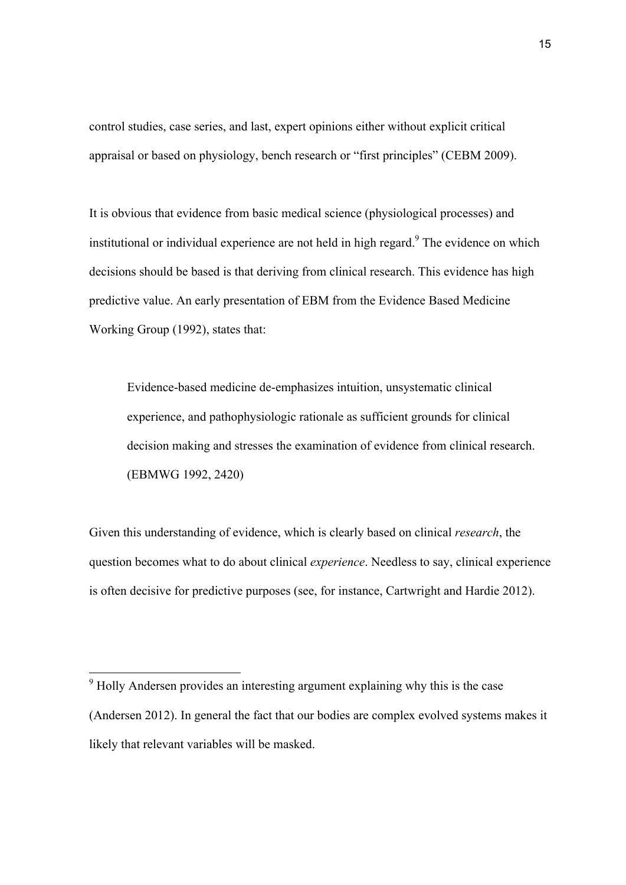control studies, case series, and last, expert opinions either without explicit critical appraisal or based on physiology, bench research or "first principles" (CEBM 2009).

It is obvious that evidence from basic medical science (physiological processes) and institutional or individual experience are not held in high regard.[9] The evidence on which decisions should be based is that deriving from clinical research. This evidence has high predictive value. An early presentation of EBM from the Evidence Based Medicine Working Group (1992), states that:

> Evidence-based medicine de-emphasizes intuition, unsystematic clinical experience, and pathophysiologic rationale as sufficient grounds for clinical decision making and stresses the examination of evidence from clinical research. (EBMWG 1992, 2420)

Given this understanding of evidence, which is clearly based on clinical *research*, the question becomes what to do about clinical *experience*. Needless to say, clinical experience is often decisive for predictive purposes (see, for instance, Cartwright and Hardie 2012).

---

[9] Holly Andersen provides an interesting argument explaining why this is the case (Andersen 2012). In general the fact that our bodies are complex evolved systems makes it likely that relevant variables will be masked.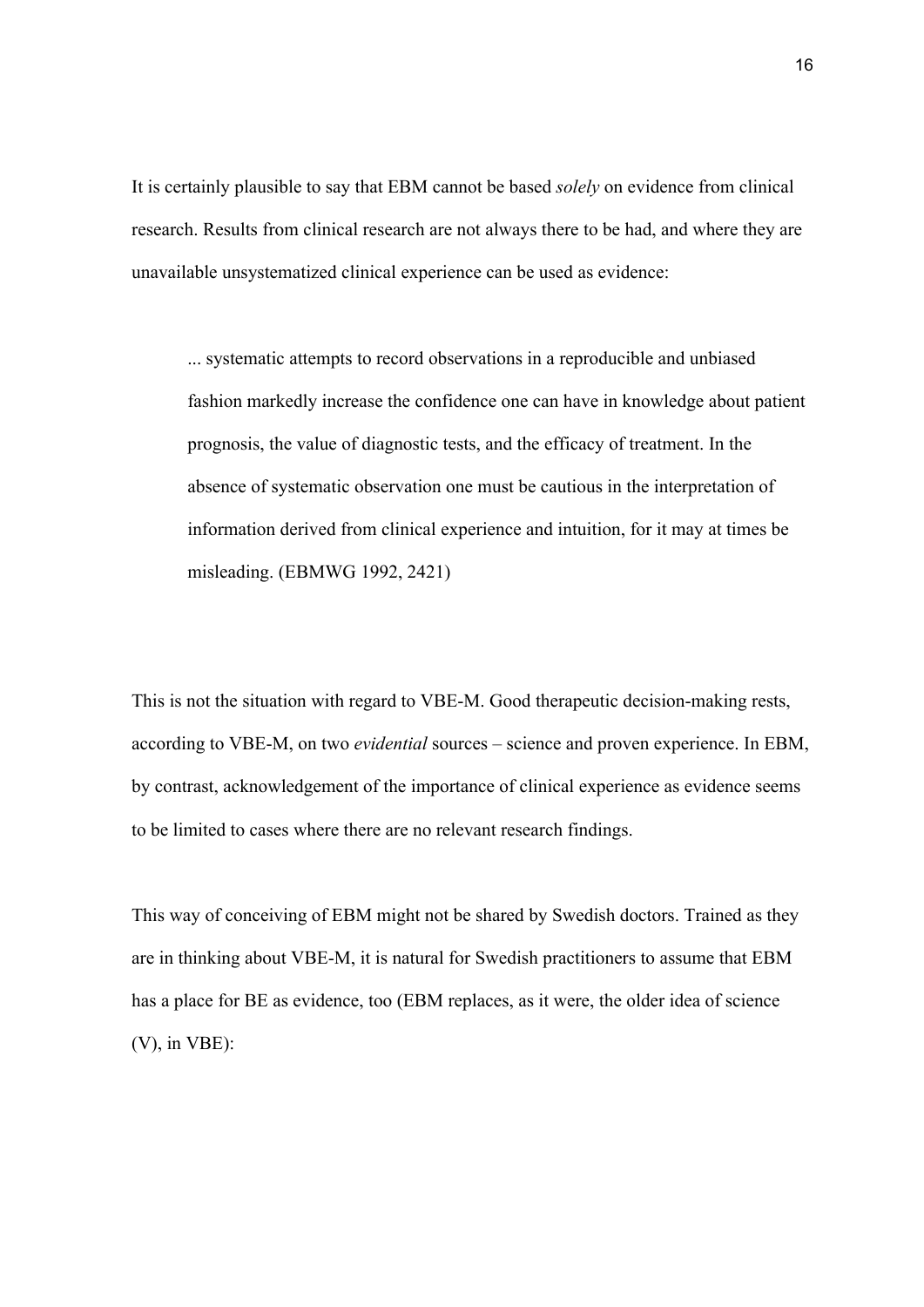It is certainly plausible to say that EBM cannot be based *solely* on evidence from clinical research. Results from clinical research are not always there to be had, and where they are unavailable unsystematized clinical experience can be used as evidence:

> ... systematic attempts to record observations in a reproducible and unbiased fashion markedly increase the confidence one can have in knowledge about patient prognosis, the value of diagnostic tests, and the efficacy of treatment. In the absence of systematic observation one must be cautious in the interpretation of information derived from clinical experience and intuition, for it may at times be misleading. (EBMWG 1992, 2421)

This is not the situation with regard to VBE-M. Good therapeutic decision-making rests, according to VBE-M, on two *evidential* sources – science and proven experience. In EBM, by contrast, acknowledgement of the importance of clinical experience as evidence seems to be limited to cases where there are no relevant research findings.

This way of conceiving of EBM might not be shared by Swedish doctors. Trained as they are in thinking about VBE-M, it is natural for Swedish practitioners to assume that EBM has a place for BE as evidence, too (EBM replaces, as it were, the older idea of science (V), in VBE):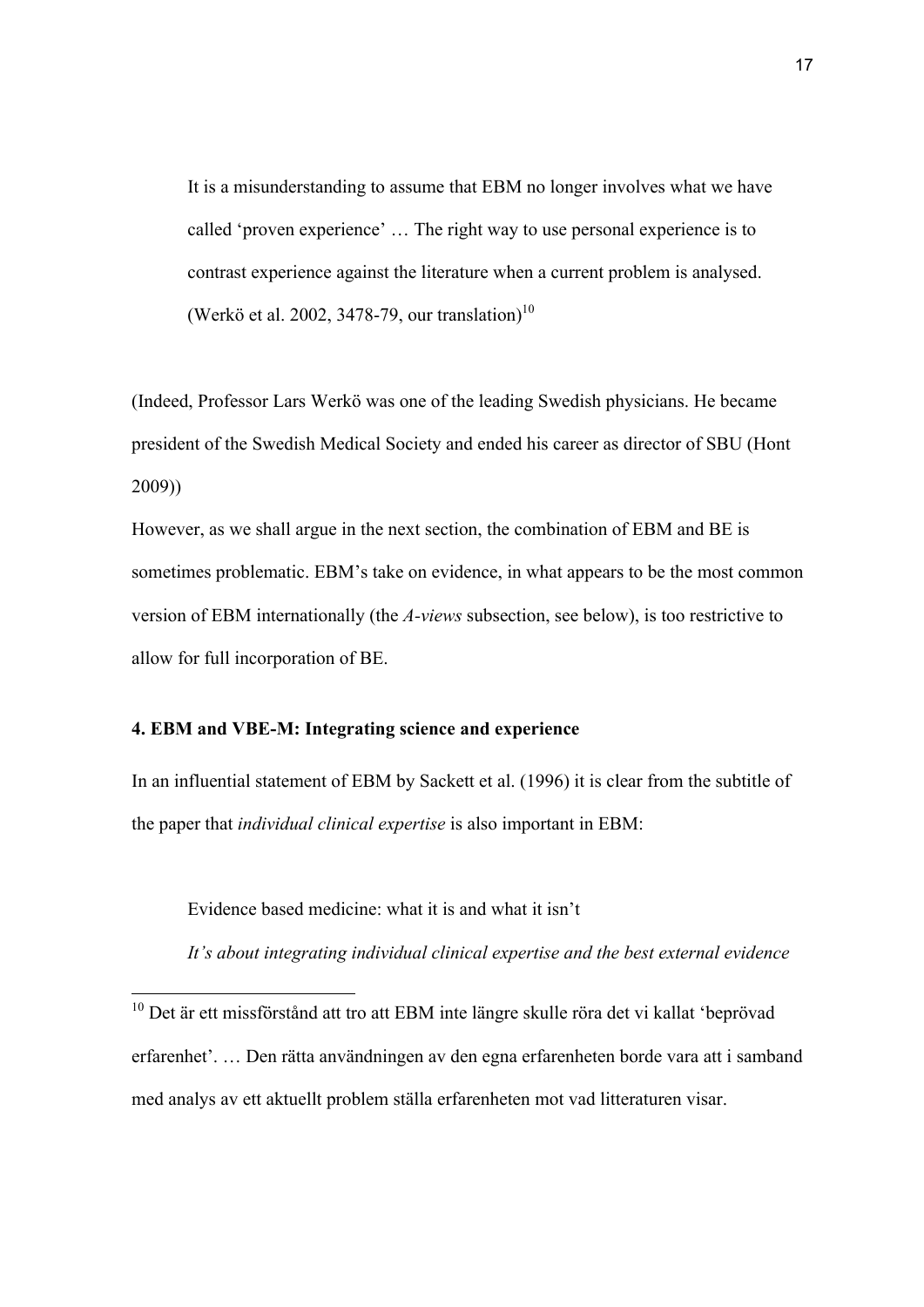> It is a misunderstanding to assume that EBM no longer involves what we have called 'proven experience' … The right way to use personal experience is to contrast experience against the literature when a current problem is analysed. (Werkö et al. 2002, 3478-79, our translation)[10]

(Indeed, Professor Lars Werkö was one of the leading Swedish physicians. He became president of the Swedish Medical Society and ended his career as director of SBU (Hont 2009))

However, as we shall argue in the next section, the combination of EBM and BE is sometimes problematic. EBM's take on evidence, in what appears to be the most common version of EBM internationally (the *A-views* subsection, see below), is too restrictive to allow for full incorporation of BE.

### 4. EBM and VBE-M: Integrating science and experience

In an influential statement of EBM by Sackett et al. (1996) it is clear from the subtitle of the paper that *individual clinical expertise* is also important in EBM:

> Evidence based medicine: what it is and what it isn't
>
> *It's about integrating individual clinical expertise and the best external evidence*

---

[10] Det är ett missförstånd att tro att EBM inte längre skulle röra det vi kallat 'beprövad erfarenhet'. … Den rätta användningen av den egna erfarenheten borde vara att i samband med analys av ett aktuellt problem ställa erfarenheten mot vad litteraturen visar.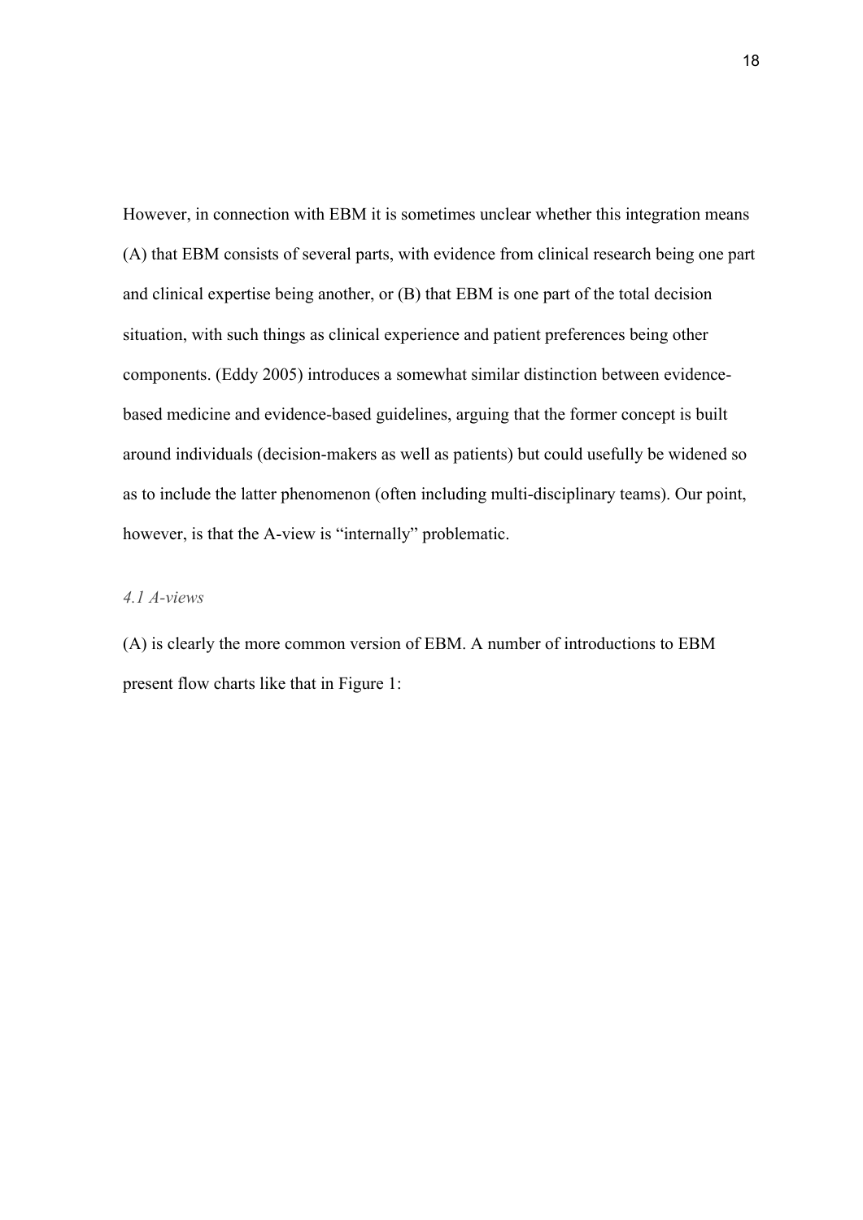However, in connection with EBM it is sometimes unclear whether this integration means (A) that EBM consists of several parts, with evidence from clinical research being one part and clinical expertise being another, or (B) that EBM is one part of the total decision situation, with such things as clinical experience and patient preferences being other components. (Eddy 2005) introduces a somewhat similar distinction between evidence-based medicine and evidence-based guidelines, arguing that the former concept is built around individuals (decision-makers as well as patients) but could usefully be widened so as to include the latter phenomenon (often including multi-disciplinary teams). Our point, however, is that the A-view is "internally" problematic.

### *4.1 A-views*

(A) is clearly the more common version of EBM. A number of introductions to EBM present flow charts like that in Figure 1: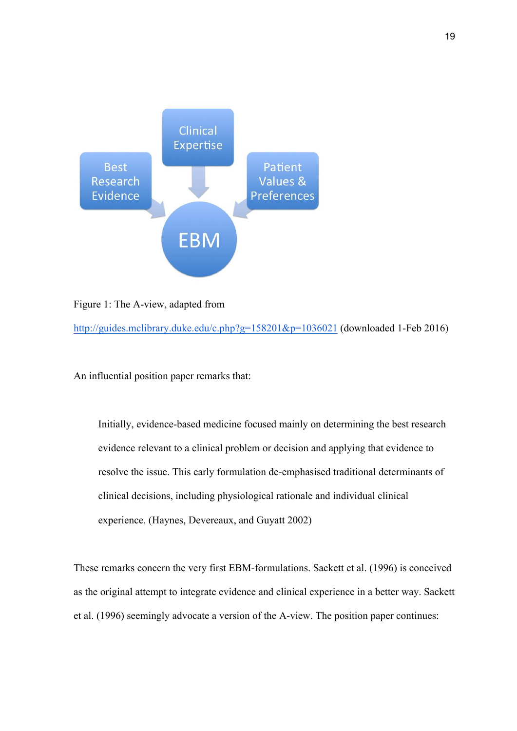Figure 1: The A-view, adapted from

http://guides.mclibrary.duke.edu/c.php?g=158201&p=1036021 (downloaded 1-Feb 2016)

An influential position paper remarks that:

> Initially, evidence-based medicine focused mainly on determining the best research evidence relevant to a clinical problem or decision and applying that evidence to resolve the issue. This early formulation de-emphasised traditional determinants of clinical decisions, including physiological rationale and individual clinical experience. (Haynes, Devereaux, and Guyatt 2002)

These remarks concern the very first EBM-formulations. Sackett et al. (1996) is conceived as the original attempt to integrate evidence and clinical experience in a better way. Sackett et al. (1996) seemingly advocate a version of the A-view. The position paper continues: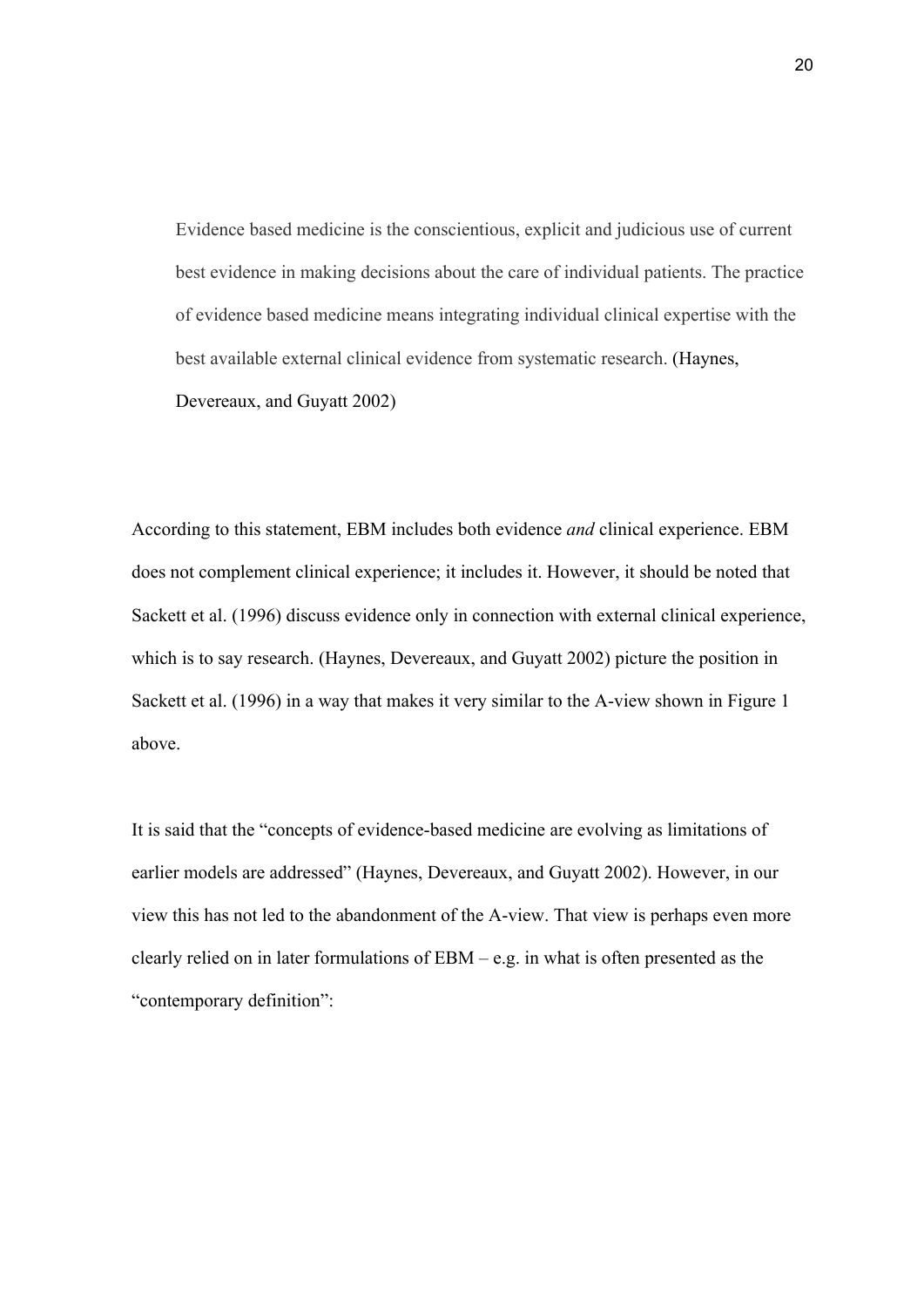> Evidence based medicine is the conscientious, explicit and judicious use of current best evidence in making decisions about the care of individual patients. The practice of evidence based medicine means integrating individual clinical expertise with the best available external clinical evidence from systematic research. (Haynes, Devereaux, and Guyatt 2002)

According to this statement, EBM includes both evidence *and* clinical experience. EBM does not complement clinical experience; it includes it. However, it should be noted that Sackett et al. (1996) discuss evidence only in connection with external clinical experience, which is to say research. (Haynes, Devereaux, and Guyatt 2002) picture the position in Sackett et al. (1996) in a way that makes it very similar to the A-view shown in Figure 1 above.

It is said that the "concepts of evidence-based medicine are evolving as limitations of earlier models are addressed" (Haynes, Devereaux, and Guyatt 2002). However, in our view this has not led to the abandonment of the A-view. That view is perhaps even more clearly relied on in later formulations of EBM – e.g. in what is often presented as the "contemporary definition":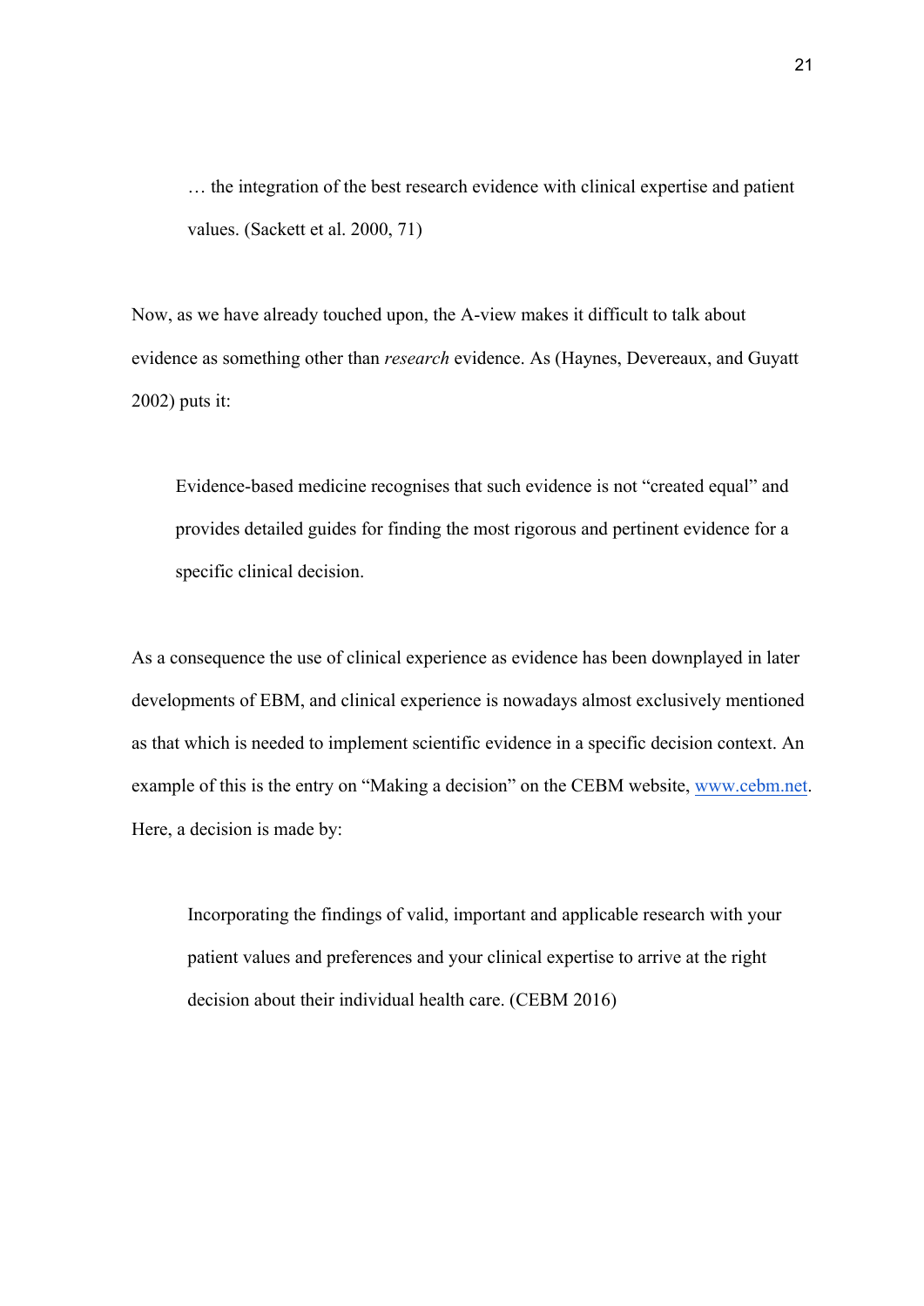> … the integration of the best research evidence with clinical expertise and patient values. (Sackett et al. 2000, 71)

Now, as we have already touched upon, the A-view makes it difficult to talk about evidence as something other than *research* evidence. As (Haynes, Devereaux, and Guyatt 2002) puts it:

> Evidence-based medicine recognises that such evidence is not "created equal" and provides detailed guides for finding the most rigorous and pertinent evidence for a specific clinical decision.

As a consequence the use of clinical experience as evidence has been downplayed in later developments of EBM, and clinical experience is nowadays almost exclusively mentioned as that which is needed to implement scientific evidence in a specific decision context. An example of this is the entry on "Making a decision" on the CEBM website, www.cebm.net. Here, a decision is made by:

> Incorporating the findings of valid, important and applicable research with your patient values and preferences and your clinical expertise to arrive at the right decision about their individual health care. (CEBM 2016)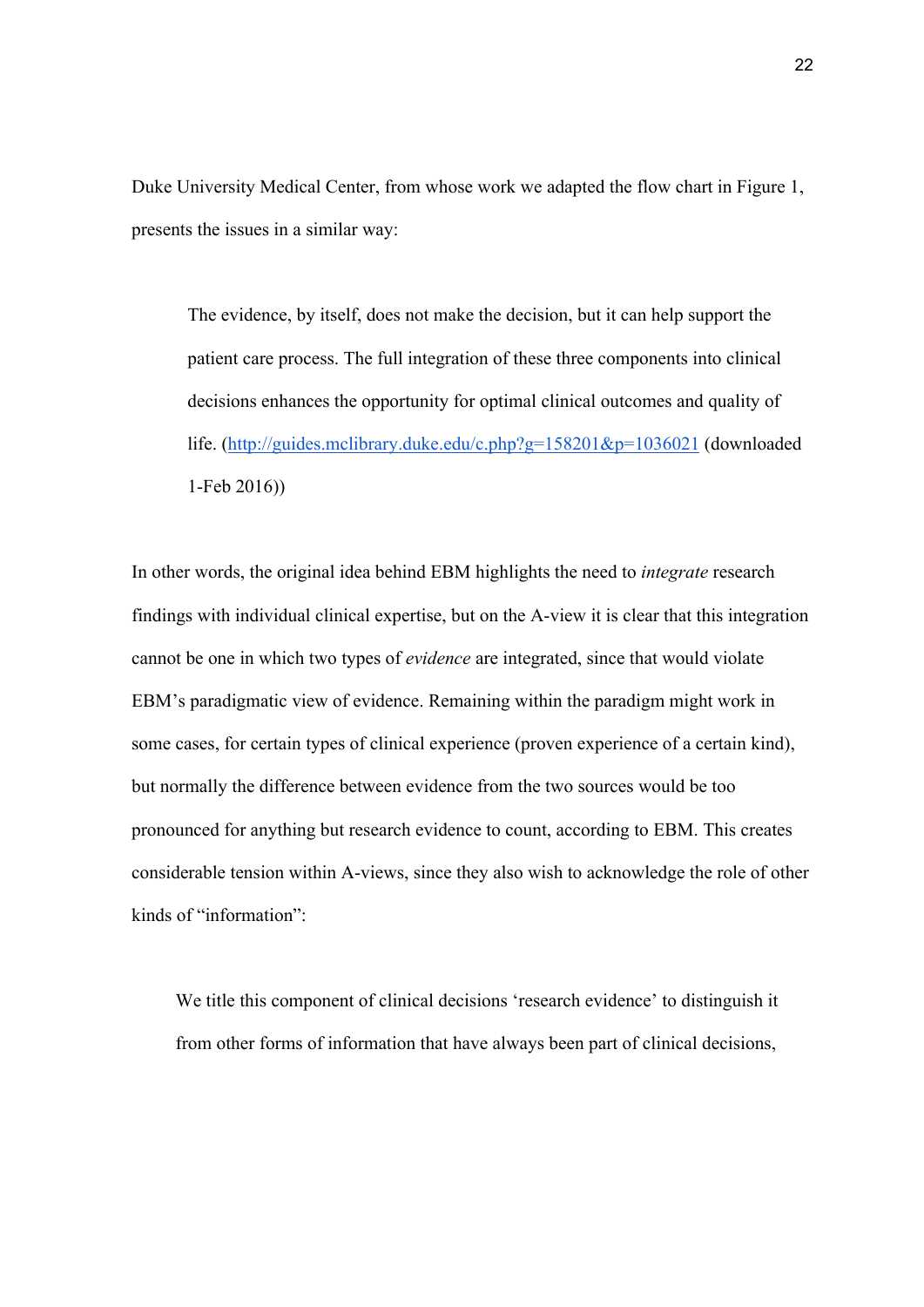Duke University Medical Center, from whose work we adapted the flow chart in Figure 1, presents the issues in a similar way:

> The evidence, by itself, does not make the decision, but it can help support the patient care process. The full integration of these three components into clinical decisions enhances the opportunity for optimal clinical outcomes and quality of life. (http://guides.mclibrary.duke.edu/c.php?g=158201&p=1036021 (downloaded 1-Feb 2016))

In other words, the original idea behind EBM highlights the need to *integrate* research findings with individual clinical expertise, but on the A-view it is clear that this integration cannot be one in which two types of *evidence* are integrated, since that would violate EBM's paradigmatic view of evidence. Remaining within the paradigm might work in some cases, for certain types of clinical experience (proven experience of a certain kind), but normally the difference between evidence from the two sources would be too pronounced for anything but research evidence to count, according to EBM. This creates considerable tension within A-views, since they also wish to acknowledge the role of other kinds of "information":

> We title this component of clinical decisions 'research evidence' to distinguish it from other forms of information that have always been part of clinical decisions,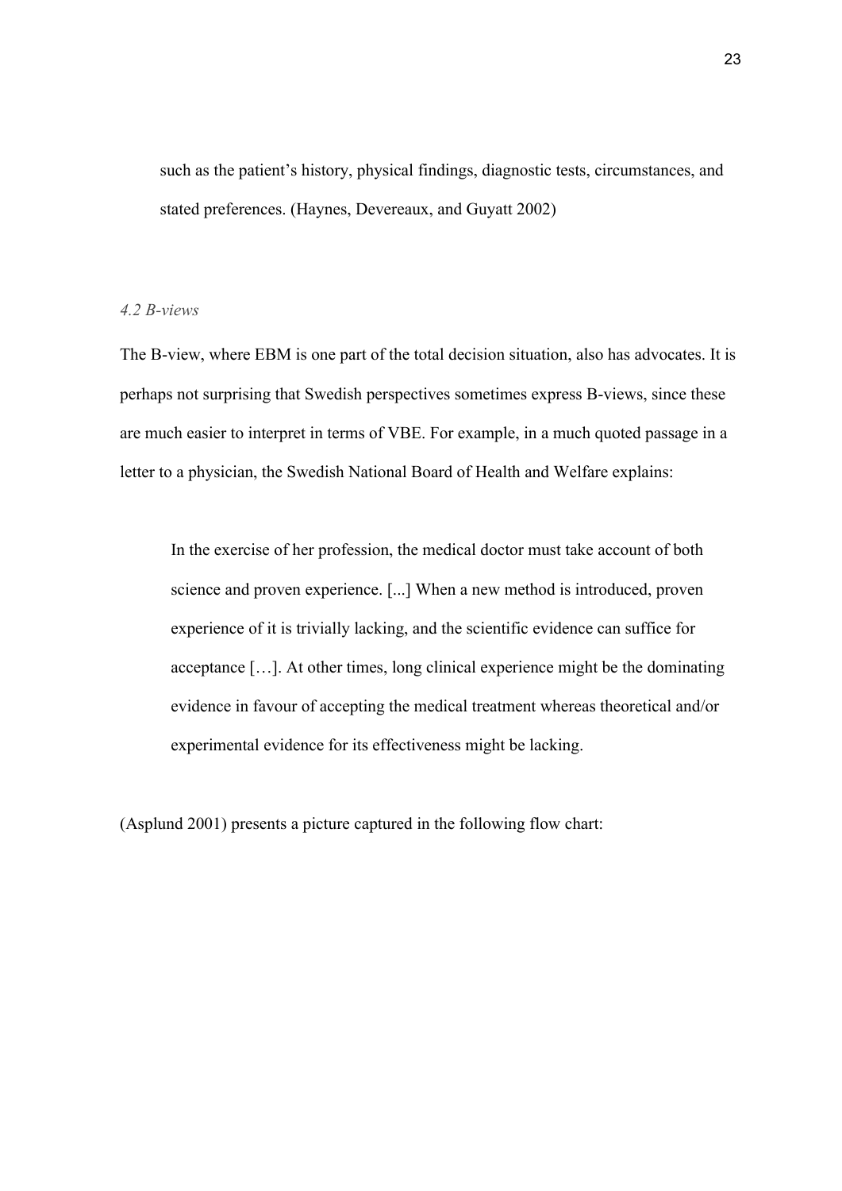> such as the patient's history, physical findings, diagnostic tests, circumstances, and stated preferences. (Haynes, Devereaux, and Guyatt 2002)

### *4.2 B-views*

The B-view, where EBM is one part of the total decision situation, also has advocates. It is perhaps not surprising that Swedish perspectives sometimes express B-views, since these are much easier to interpret in terms of VBE. For example, in a much quoted passage in a letter to a physician, the Swedish National Board of Health and Welfare explains:

> In the exercise of her profession, the medical doctor must take account of both science and proven experience. [...] When a new method is introduced, proven experience of it is trivially lacking, and the scientific evidence can suffice for acceptance […]. At other times, long clinical experience might be the dominating evidence in favour of accepting the medical treatment whereas theoretical and/or experimental evidence for its effectiveness might be lacking.

(Asplund 2001) presents a picture captured in the following flow chart: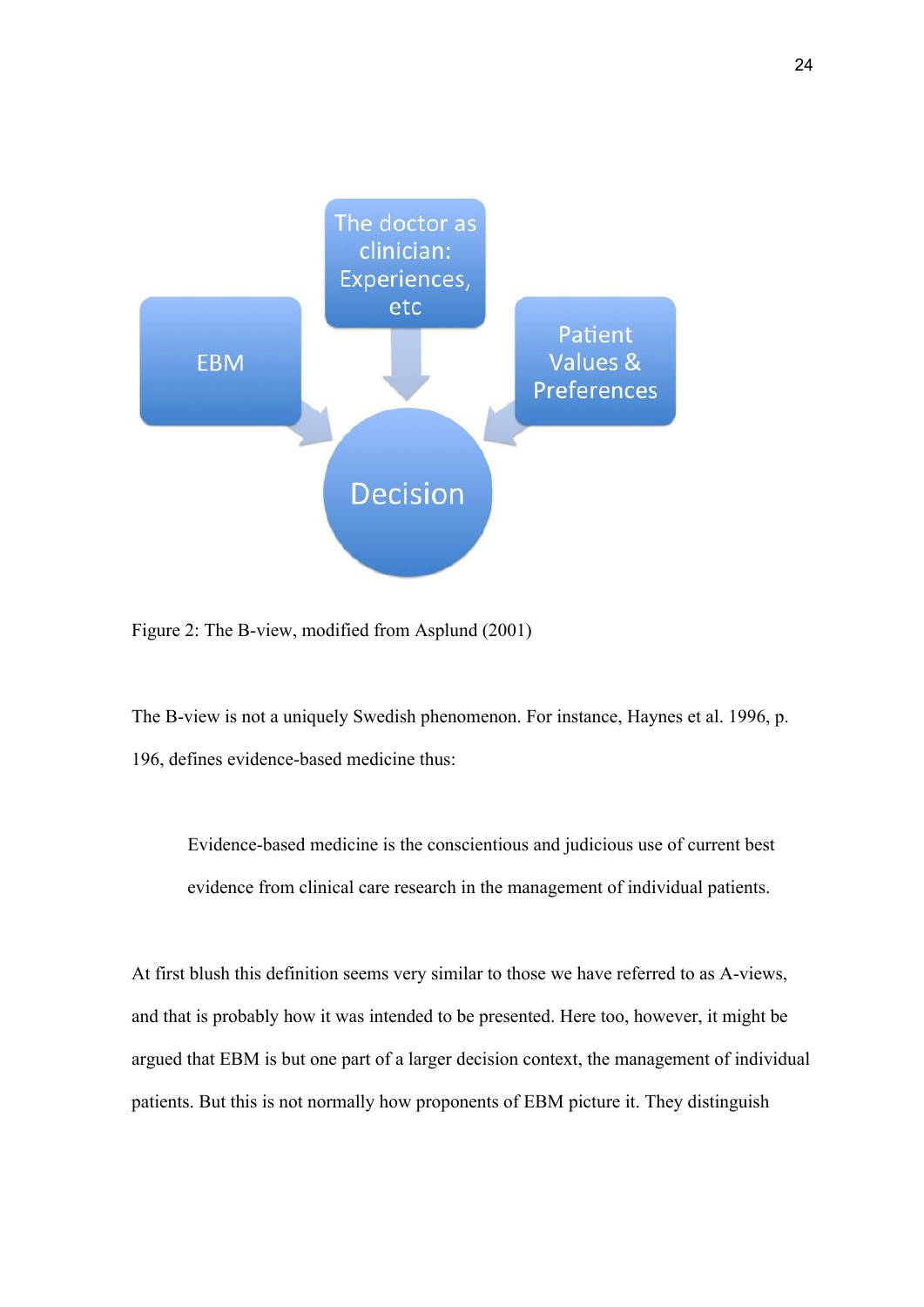Figure 2: The B-view, modified from Asplund (2001)

The B-view is not a uniquely Swedish phenomenon. For instance, Haynes et al. 1996, p. 196, defines evidence-based medicine thus:

> Evidence-based medicine is the conscientious and judicious use of current best evidence from clinical care research in the management of individual patients.

At first blush this definition seems very similar to those we have referred to as A-views, and that is probably how it was intended to be presented. Here too, however, it might be argued that EBM is but one part of a larger decision context, the management of individual patients. But this is not normally how proponents of EBM picture it. They distinguish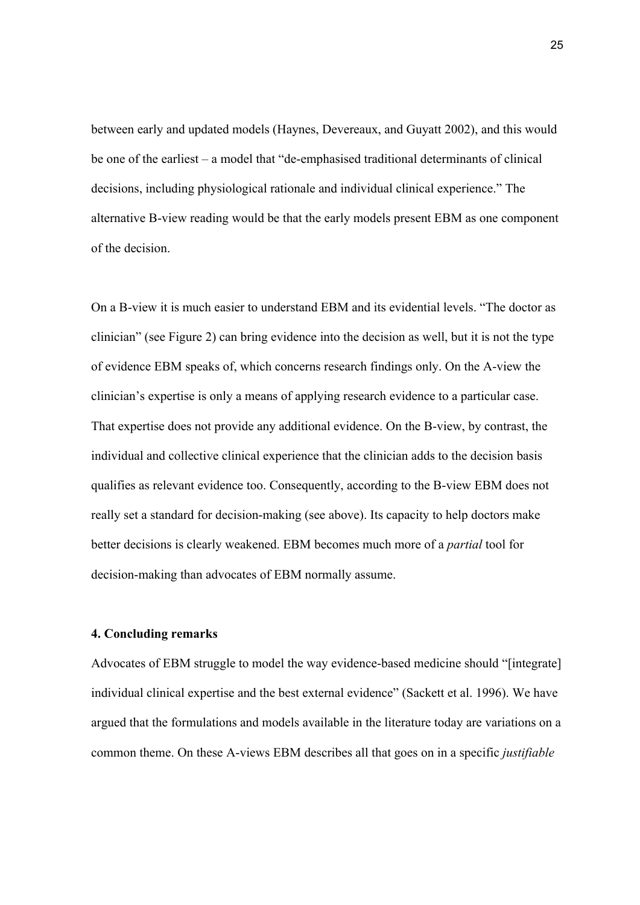between early and updated models (Haynes, Devereaux, and Guyatt 2002), and this would be one of the earliest – a model that "de-emphasised traditional determinants of clinical decisions, including physiological rationale and individual clinical experience." The alternative B-view reading would be that the early models present EBM as one component of the decision.

On a B-view it is much easier to understand EBM and its evidential levels. "The doctor as clinician" (see Figure 2) can bring evidence into the decision as well, but it is not the type of evidence EBM speaks of, which concerns research findings only. On the A-view the clinician's expertise is only a means of applying research evidence to a particular case. That expertise does not provide any additional evidence. On the B-view, by contrast, the individual and collective clinical experience that the clinician adds to the decision basis qualifies as relevant evidence too. Consequently, according to the B-view EBM does not really set a standard for decision-making (see above). Its capacity to help doctors make better decisions is clearly weakened. EBM becomes much more of a *partial* tool for decision-making than advocates of EBM normally assume.

### 4. Concluding remarks

Advocates of EBM struggle to model the way evidence-based medicine should "[integrate] individual clinical expertise and the best external evidence" (Sackett et al. 1996). We have argued that the formulations and models available in the literature today are variations on a common theme. On these A-views EBM describes all that goes on in a specific *justifiable*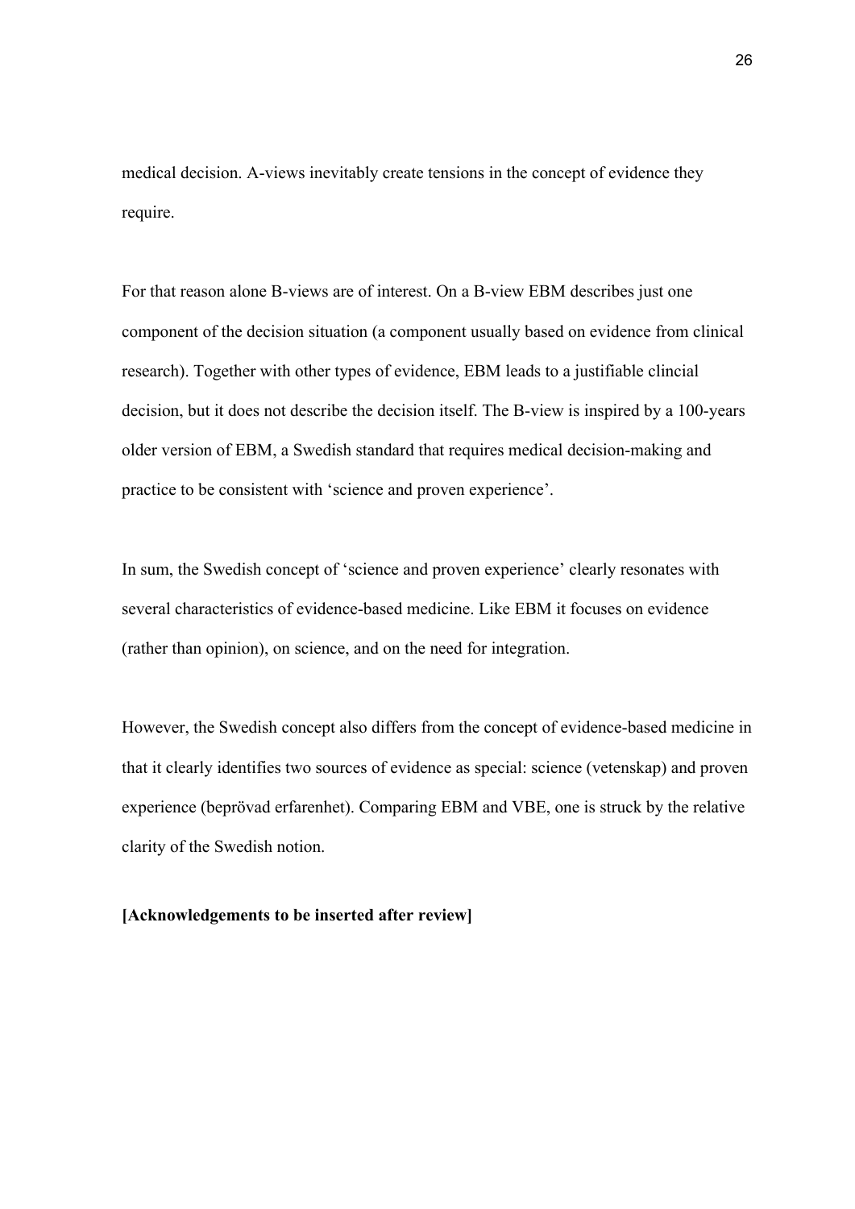medical decision. A-views inevitably create tensions in the concept of evidence they require.

For that reason alone B-views are of interest. On a B-view EBM describes just one component of the decision situation (a component usually based on evidence from clinical research). Together with other types of evidence, EBM leads to a justifiable clincial decision, but it does not describe the decision itself. The B-view is inspired by a 100-years older version of EBM, a Swedish standard that requires medical decision-making and practice to be consistent with 'science and proven experience'.

In sum, the Swedish concept of 'science and proven experience' clearly resonates with several characteristics of evidence-based medicine. Like EBM it focuses on evidence (rather than opinion), on science, and on the need for integration.

However, the Swedish concept also differs from the concept of evidence-based medicine in that it clearly identifies two sources of evidence as special: science (vetenskap) and proven experience (beprövad erfarenhet). Comparing EBM and VBE, one is struck by the relative clarity of the Swedish notion.

**[Acknowledgements to be inserted after review]**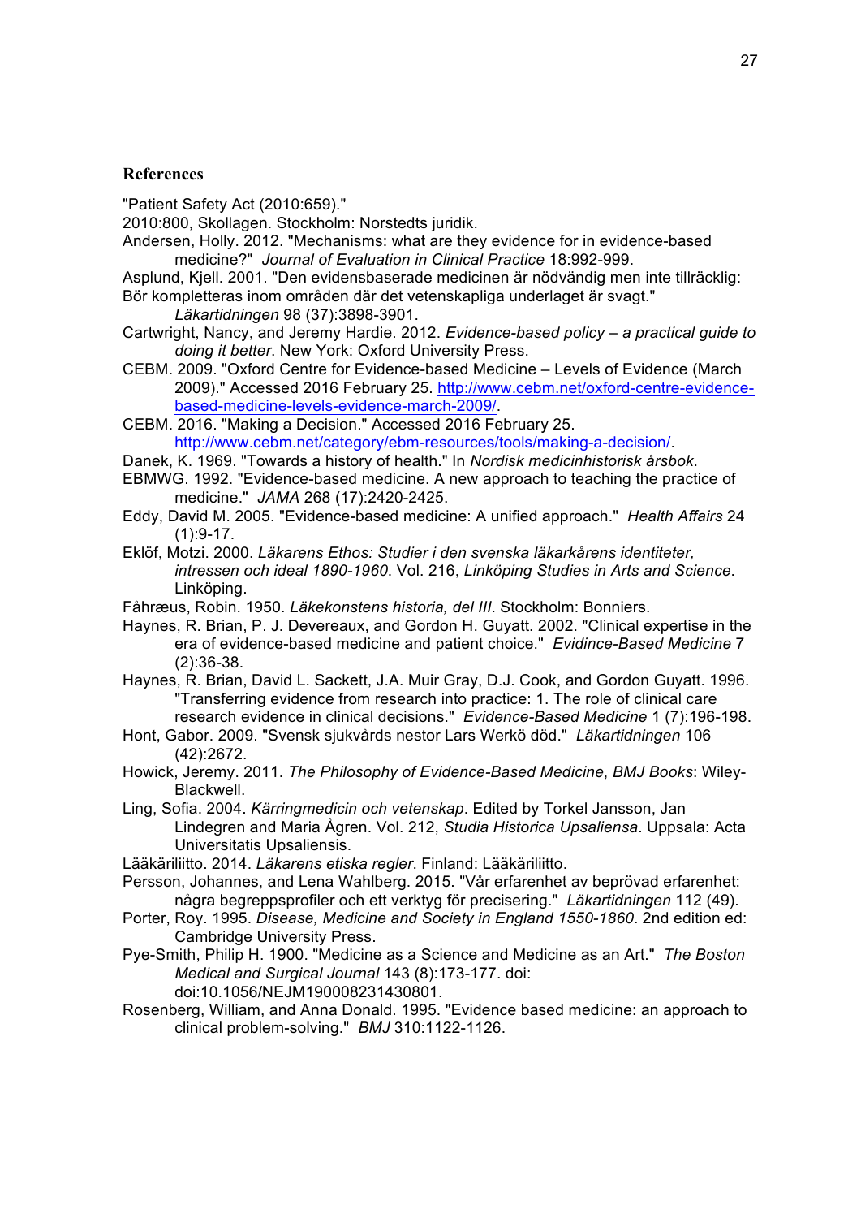## References

"Patient Safety Act (2010:659)."

2010:800, Skollagen. Stockholm: Norstedts juridik.

Andersen, Holly. 2012. "Mechanisms: what are they evidence for in evidence-based medicine?" *Journal of Evaluation in Clinical Practice* 18:992-999.

Asplund, Kjell. 2001. "Den evidensbaserade medicinen är nödvändig men inte tillräcklig: Bör kompletteras inom områden där det vetenskapliga underlaget är svagt." *Läkartidningen* 98 (37):3898-3901.

Cartwright, Nancy, and Jeremy Hardie. 2012. *Evidence-based policy – a practical guide to doing it better*. New York: Oxford University Press.

CEBM. 2009. "Oxford Centre for Evidence-based Medicine – Levels of Evidence (March 2009)." Accessed 2016 February 25. http://www.cebm.net/oxford-centre-evidence-based-medicine-levels-evidence-march-2009/.

CEBM. 2016. "Making a Decision." Accessed 2016 February 25. http://www.cebm.net/category/ebm-resources/tools/making-a-decision/.

Danek, K. 1969. "Towards a history of health." In *Nordisk medicinhistorisk årsbok*.

EBMWG. 1992. "Evidence-based medicine. A new approach to teaching the practice of medicine." *JAMA* 268 (17):2420-2425.

Eddy, David M. 2005. "Evidence-based medicine: A unified approach." *Health Affairs* 24 (1):9-17.

Eklöf, Motzi. 2000. *Läkarens Ethos: Studier i den svenska läkarkårens identiteter, intressen och ideal 1890-1960*. Vol. 216, *Linköping Studies in Arts and Science*. Linköping.

Fåhræus, Robin. 1950. *Läkekonstens historia, del III*. Stockholm: Bonniers.

Haynes, R. Brian, P. J. Devereaux, and Gordon H. Guyatt. 2002. "Clinical expertise in the era of evidence-based medicine and patient choice." *Evidince-Based Medicine* 7 (2):36-38.

Haynes, R. Brian, David L. Sackett, J.A. Muir Gray, D.J. Cook, and Gordon Guyatt. 1996. "Transferring evidence from research into practice: 1. The role of clinical care research evidence in clinical decisions." *Evidence-Based Medicine* 1 (7):196-198.

Hont, Gabor. 2009. "Svensk sjukvårds nestor Lars Werkö död." *Läkartidningen* 106 (42):2672.

Howick, Jeremy. 2011. *The Philosophy of Evidence-Based Medicine*, *BMJ Books*: Wiley-Blackwell.

Ling, Sofia. 2004. *Kärringmedicin och vetenskap*. Edited by Torkel Jansson, Jan Lindegren and Maria Ågren. Vol. 212, *Studia Historica Upsaliensa*. Uppsala: Acta Universitatis Upsaliensis.

Lääkäriliitto. 2014. *Läkarens etiska regler*. Finland: Lääkäriliitto.

Persson, Johannes, and Lena Wahlberg. 2015. "Vår erfarenhet av beprövad erfarenhet: några begreppsprofiler och ett verktyg för precisering." *Läkartidningen* 112 (49).

Porter, Roy. 1995. *Disease, Medicine and Society in England 1550-1860*. 2nd edition ed: Cambridge University Press.

Pye-Smith, Philip H. 1900. "Medicine as a Science and Medicine as an Art." *The Boston Medical and Surgical Journal* 143 (8):173-177. doi: doi:10.1056/NEJM190008231430801.

Rosenberg, William, and Anna Donald. 1995. "Evidence based medicine: an approach to clinical problem-solving." *BMJ* 310:1122-1126.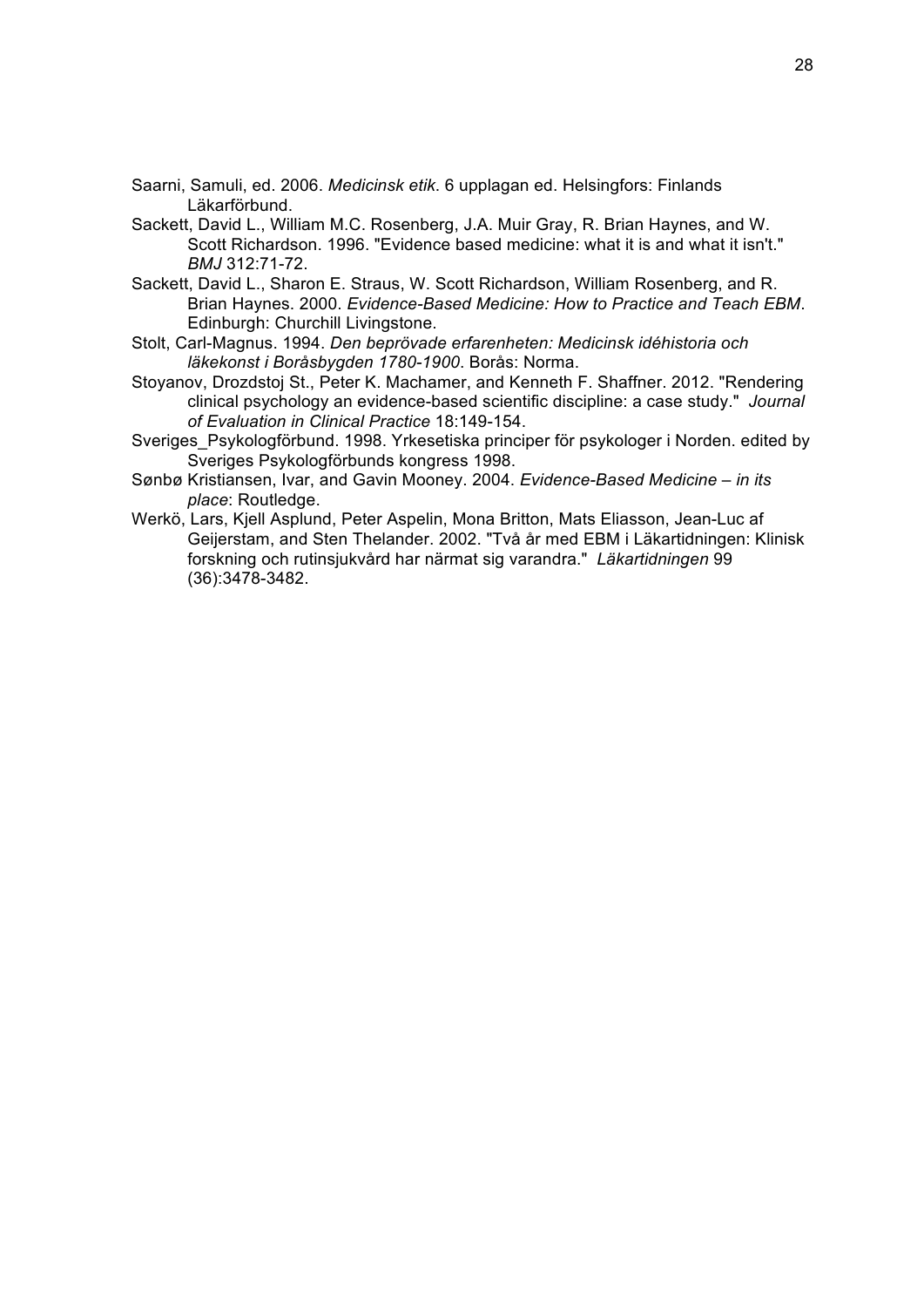Saarni, Samuli, ed. 2006. *Medicinsk etik*. 6 upplagan ed. Helsingfors: Finlands Läkarförbund.

Sackett, David L., William M.C. Rosenberg, J.A. Muir Gray, R. Brian Haynes, and W. Scott Richardson. 1996. "Evidence based medicine: what it is and what it isn't." *BMJ* 312:71-72.

Sackett, David L., Sharon E. Straus, W. Scott Richardson, William Rosenberg, and R. Brian Haynes. 2000. *Evidence-Based Medicine: How to Practice and Teach EBM*. Edinburgh: Churchill Livingstone.

Stolt, Carl-Magnus. 1994. *Den beprövade erfarenheten: Medicinsk idéhistoria och läkekonst i Boråsbygden 1780-1900*. Borås: Norma.

Stoyanov, Drozdstoj St., Peter K. Machamer, and Kenneth F. Shaffner. 2012. "Rendering clinical psychology an evidence-based scientific discipline: a case study." *Journal of Evaluation in Clinical Practice* 18:149-154.

Sveriges_Psykologförbund. 1998. Yrkesetiska principer för psykologer i Norden. edited by Sveriges Psykologförbunds kongress 1998.

Sønbø Kristiansen, Ivar, and Gavin Mooney. 2004. *Evidence-Based Medicine – in its place*: Routledge.

Werkö, Lars, Kjell Asplund, Peter Aspelin, Mona Britton, Mats Eliasson, Jean-Luc af Geijerstam, and Sten Thelander. 2002. "Två år med EBM i Läkartidningen: Klinisk forskning och rutinsjukvård har närmat sig varandra." *Läkartidningen* 99 (36):3478-3482.